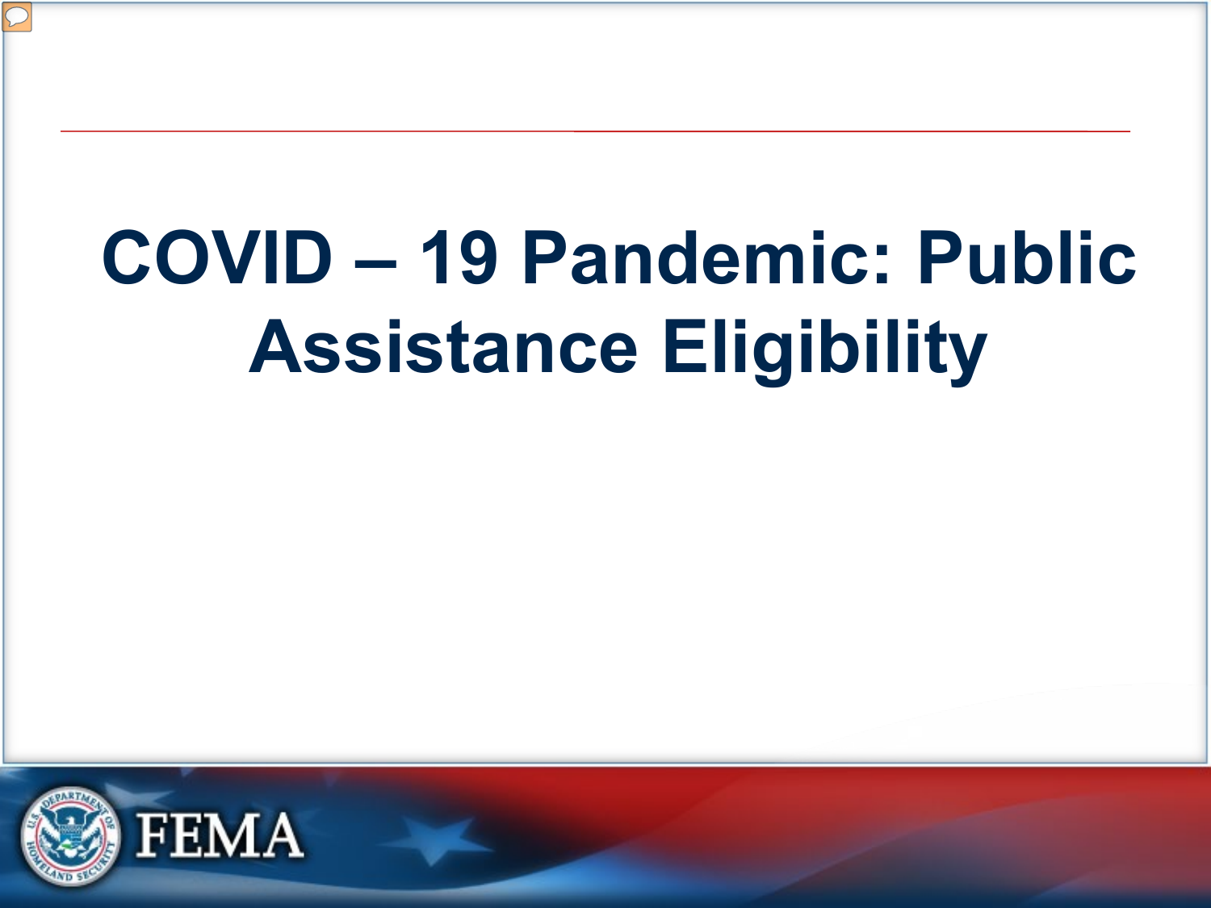# COVID – 19 Pandemic: Public Assistance Eligibility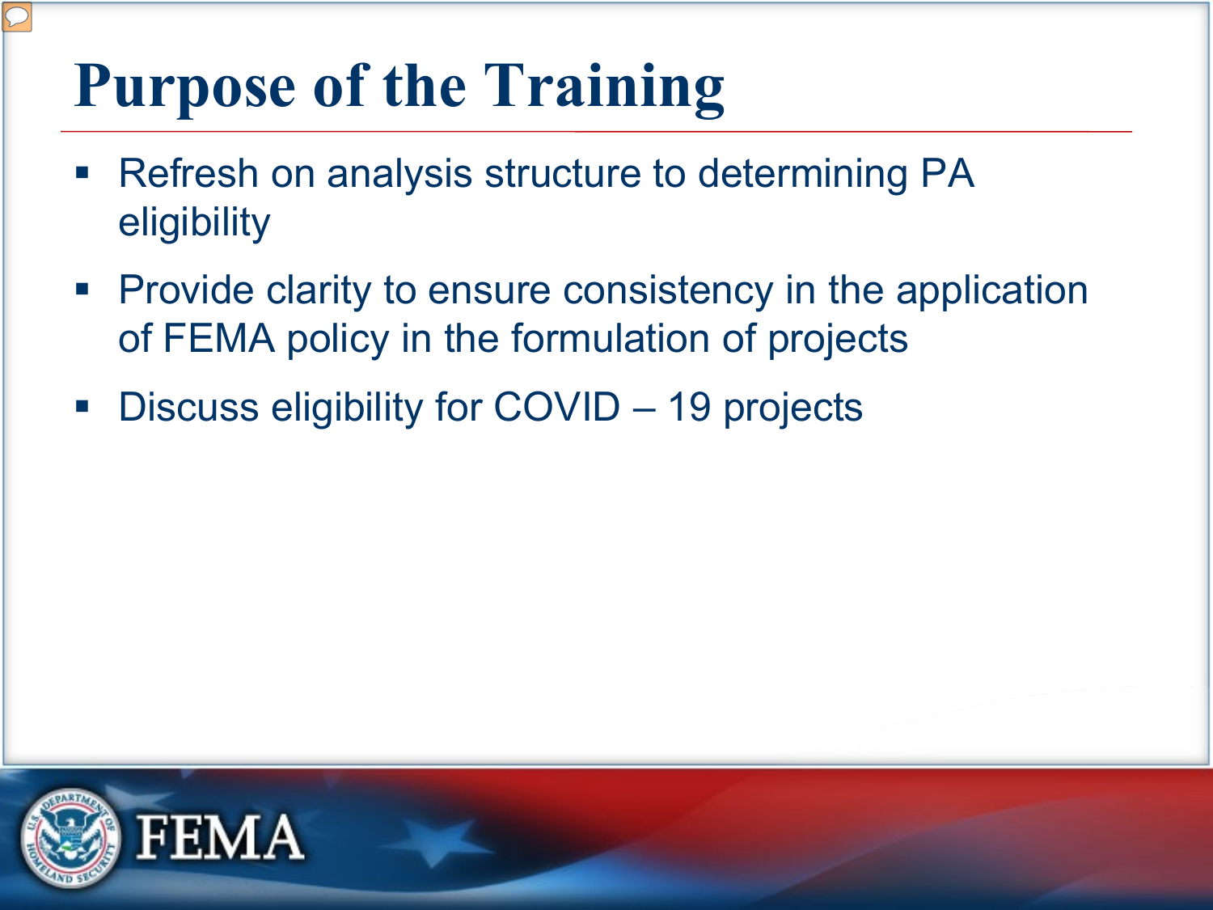# Purpose of the Training

- Refresh on analysis structure to determining PA eligibility
- Provide clarity to ensure consistency in the application of FEMA policy in the formulation of projects
- Discuss eligibility for COVID – 19 projects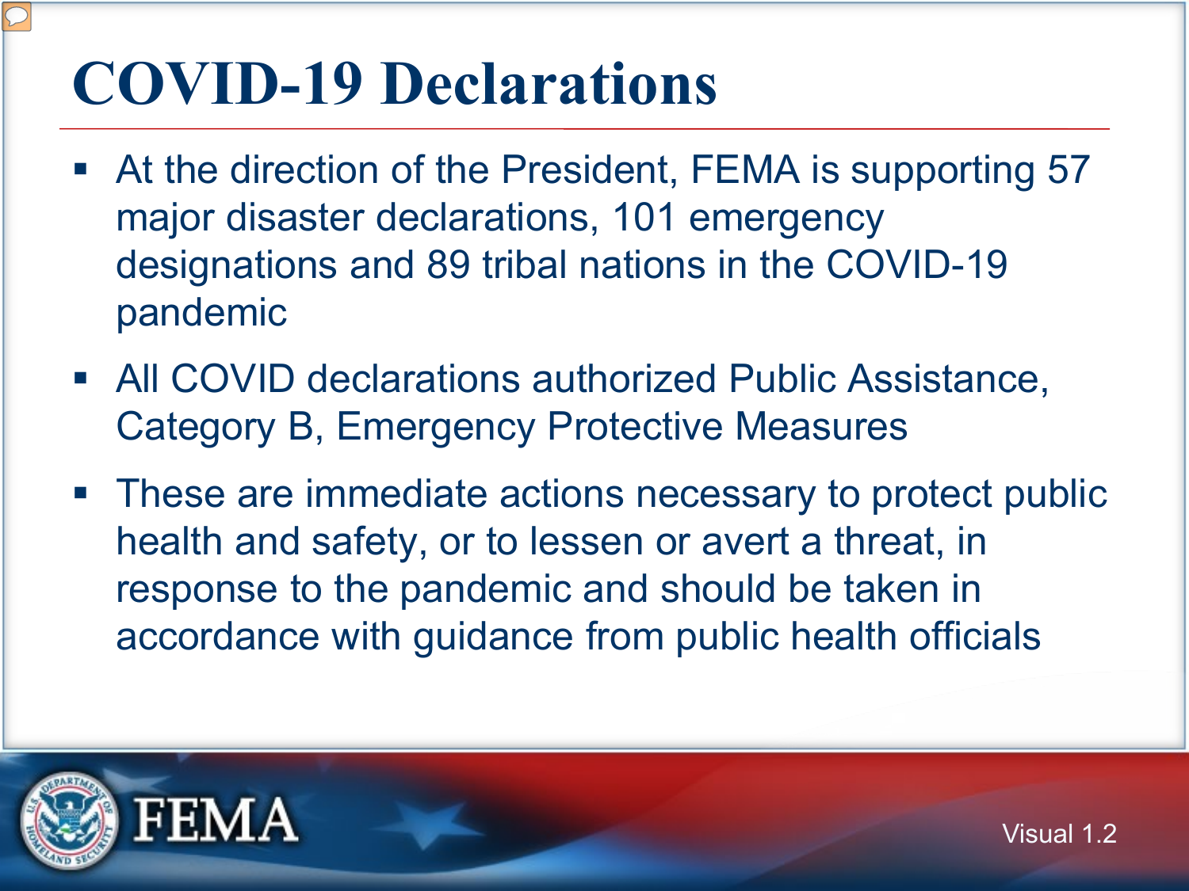# COVID-19 Declarations

- At the direction of the President, FEMA is supporting 57 major disaster declarations, 101 emergency designations and 89 tribal nations in the COVID-19 pandemic
- All COVID declarations authorized Public Assistance, Category B, Emergency Protective Measures
- These are immediate actions necessary to protect public health and safety, or to lessen or avert a threat, in response to the pandemic and should be taken in accordance with guidance from public health officials

Visual 1.2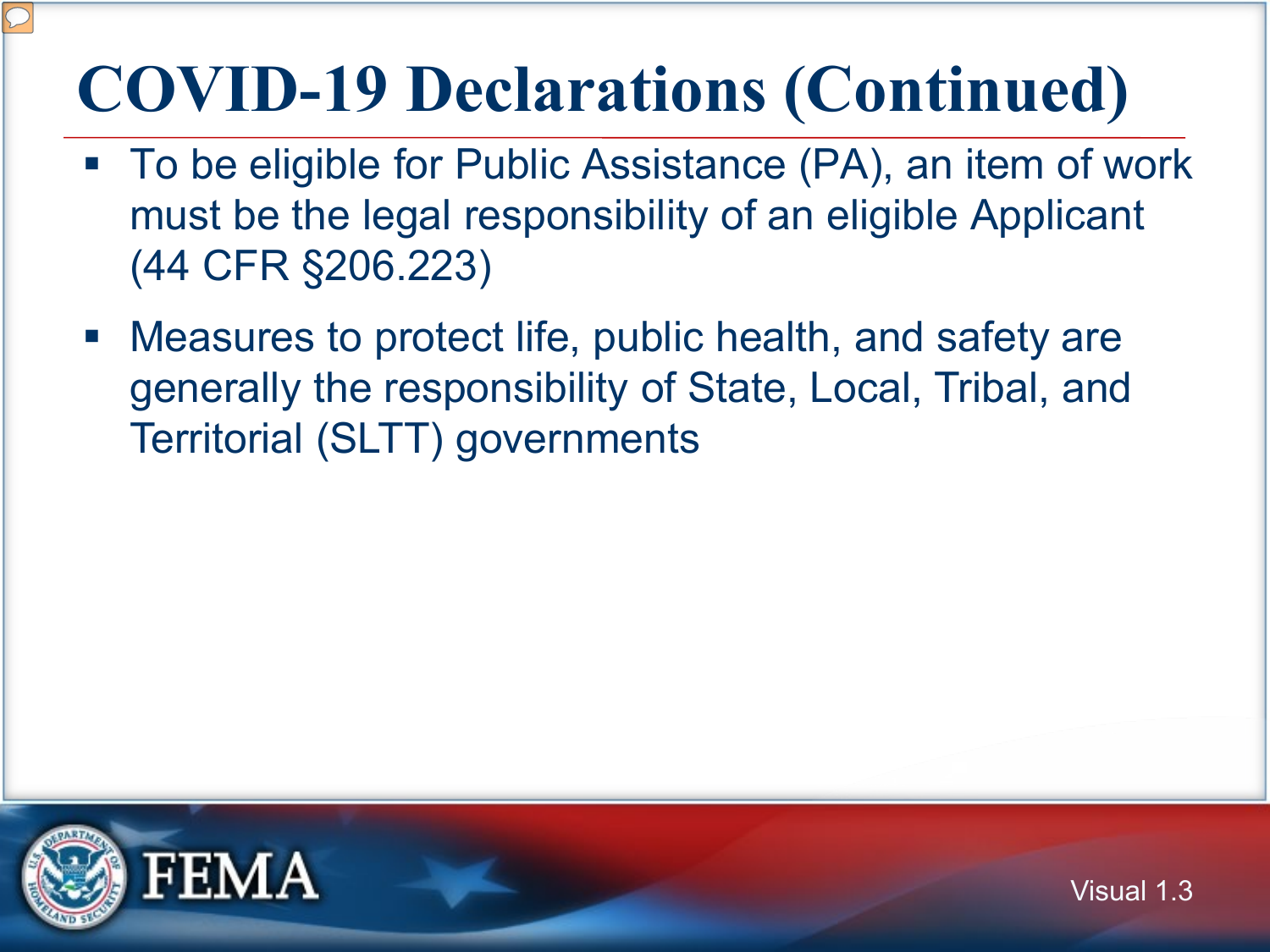# COVID-19 Declarations (Continued)

- To be eligible for Public Assistance (PA), an item of work must be the legal responsibility of an eligible Applicant (44 CFR §206.223)
- Measures to protect life, public health, and safety are generally the responsibility of State, Local, Tribal, and Territorial (SLTT) governments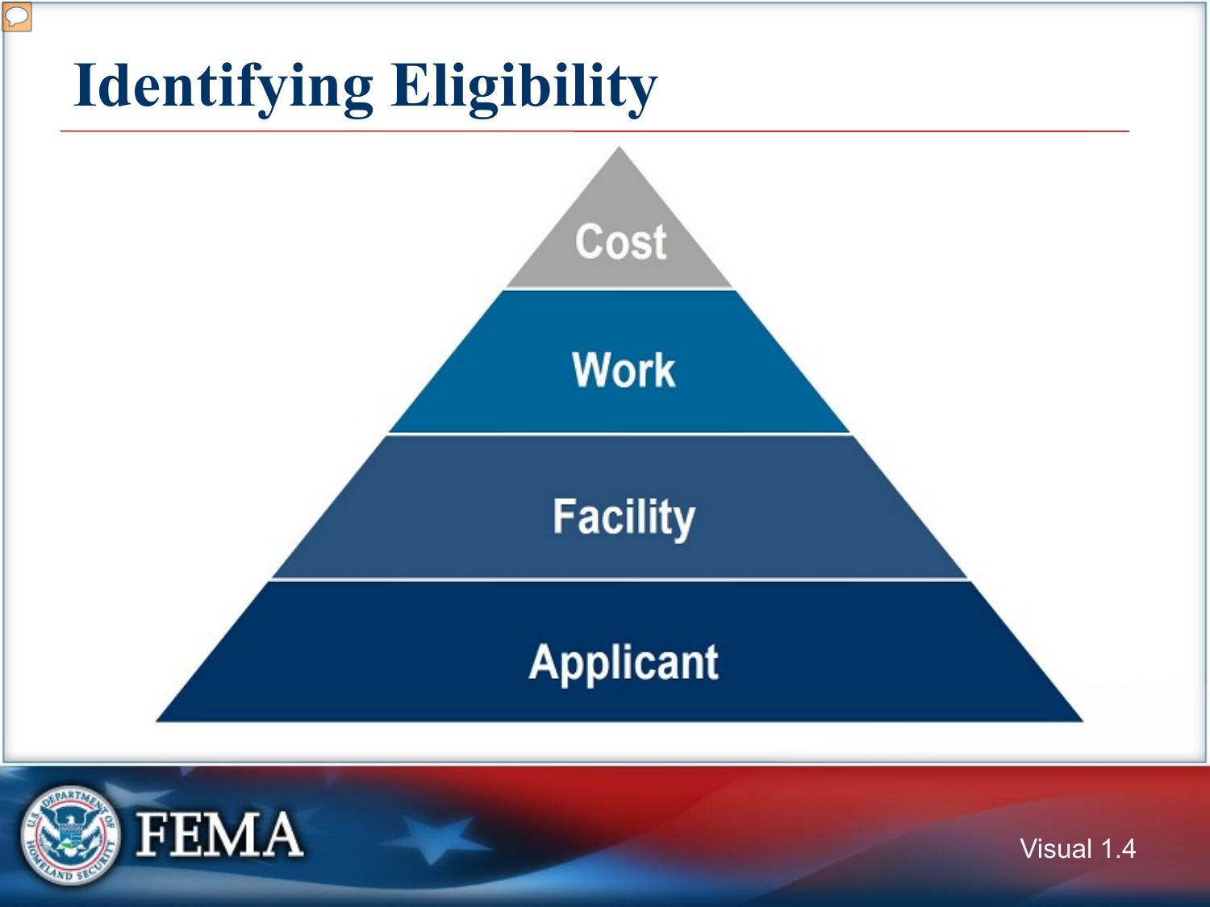# Identifying Eligibility

- Cost
- Work
- Facility
- Applicant

Visual 1.4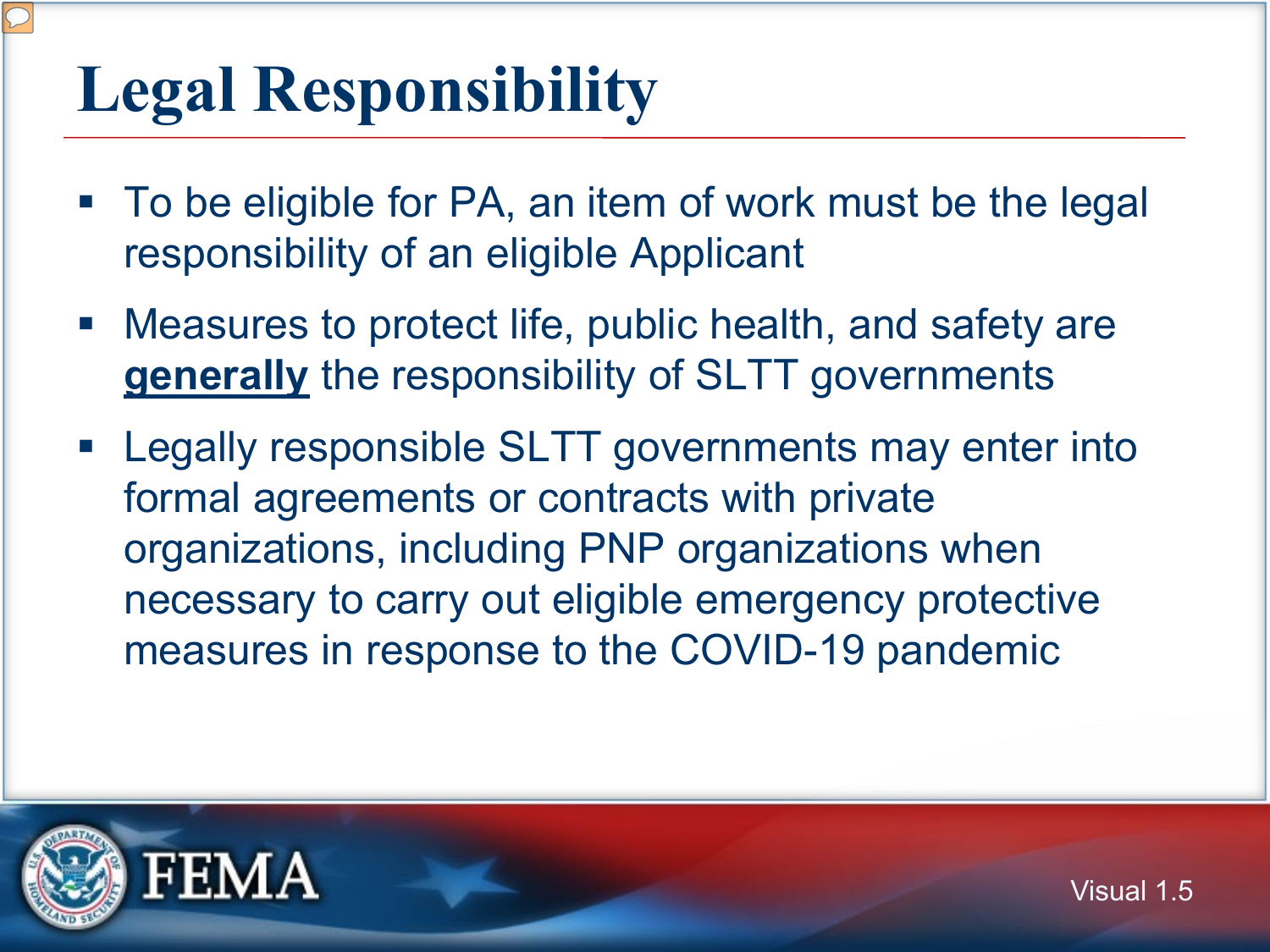# Legal Responsibility

- To be eligible for PA, an item of work must be the legal responsibility of an eligible Applicant
- Measures to protect life, public health, and safety are **<u>generally</u>** the responsibility of SLTT governments
- Legally responsible SLTT governments may enter into formal agreements or contracts with private organizations, including PNP organizations when necessary to carry out eligible emergency protective measures in response to the COVID-19 pandemic

Visual 1.5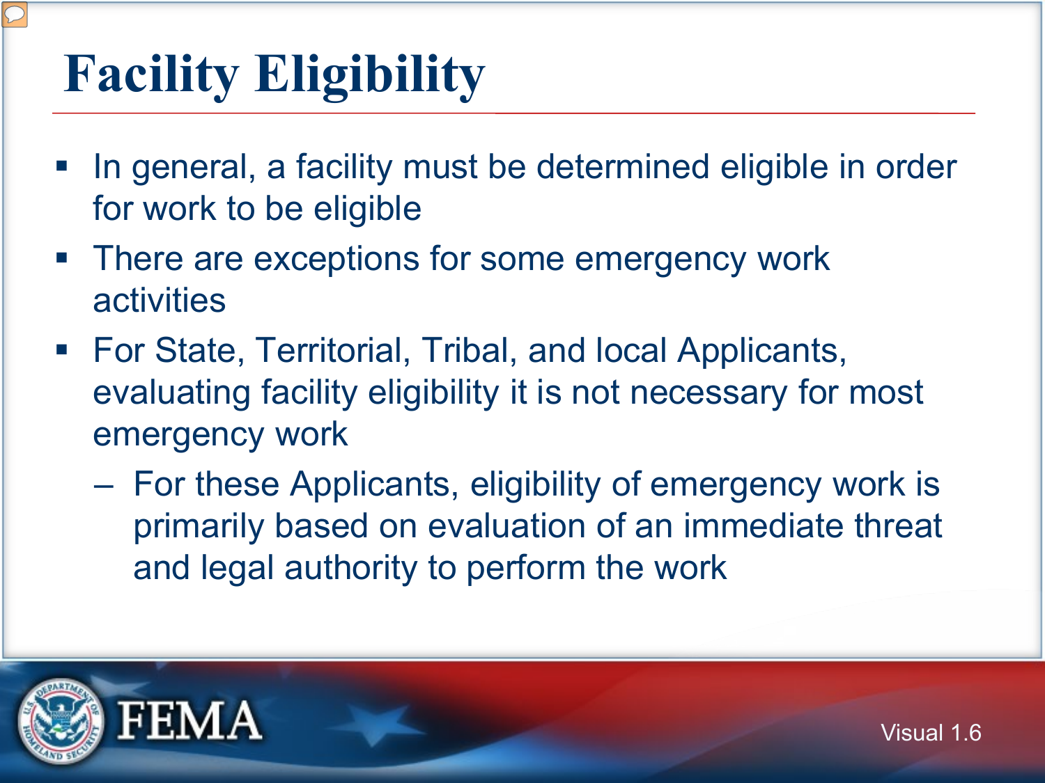# Facility Eligibility

- In general, a facility must be determined eligible in order for work to be eligible
- There are exceptions for some emergency work activities
- For State, Territorial, Tribal, and local Applicants, evaluating facility eligibility it is not necessary for most emergency work
  - For these Applicants, eligibility of emergency work is primarily based on evaluation of an immediate threat and legal authority to perform the work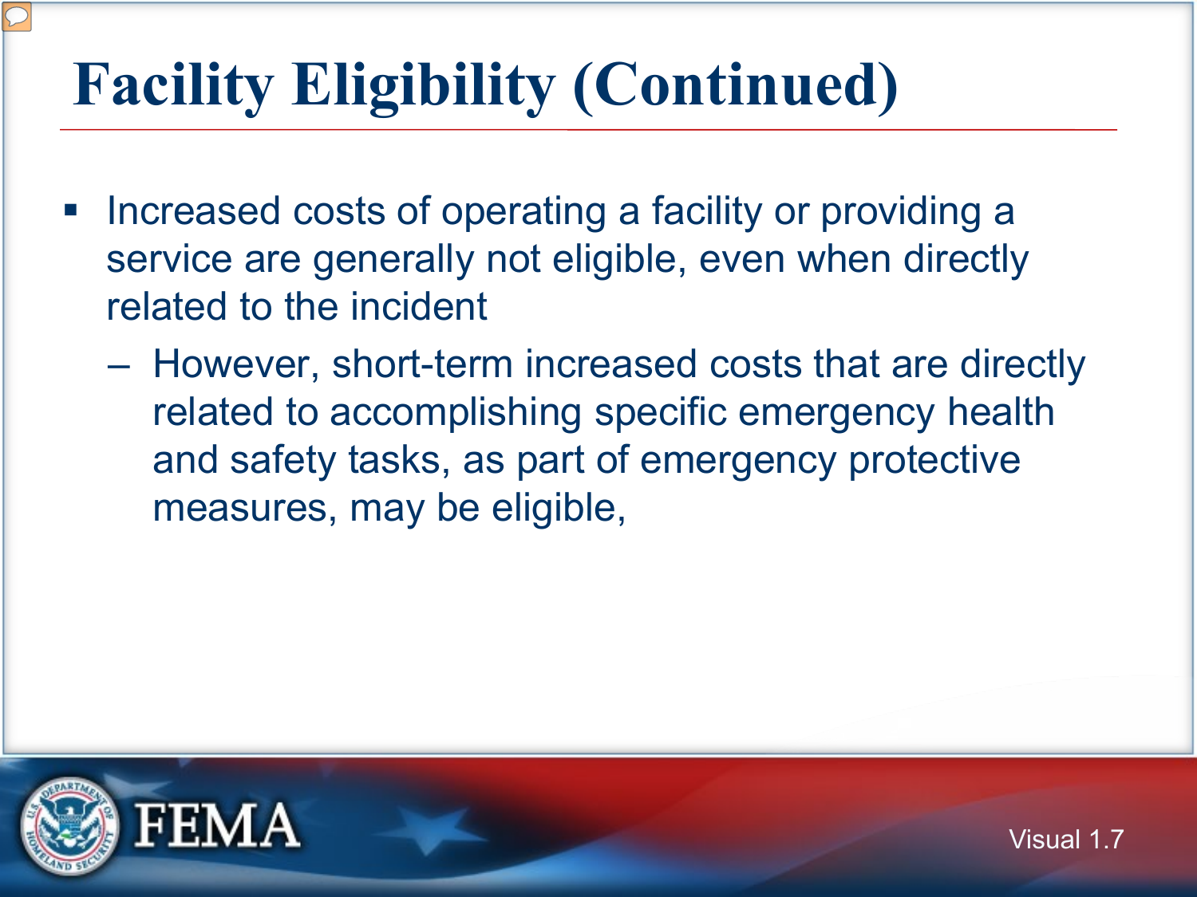# Facility Eligibility (Continued)

- Increased costs of operating a facility or providing a service are generally not eligible, even when directly related to the incident
  - However, short-term increased costs that are directly related to accomplishing specific emergency health and safety tasks, as part of emergency protective measures, may be eligible,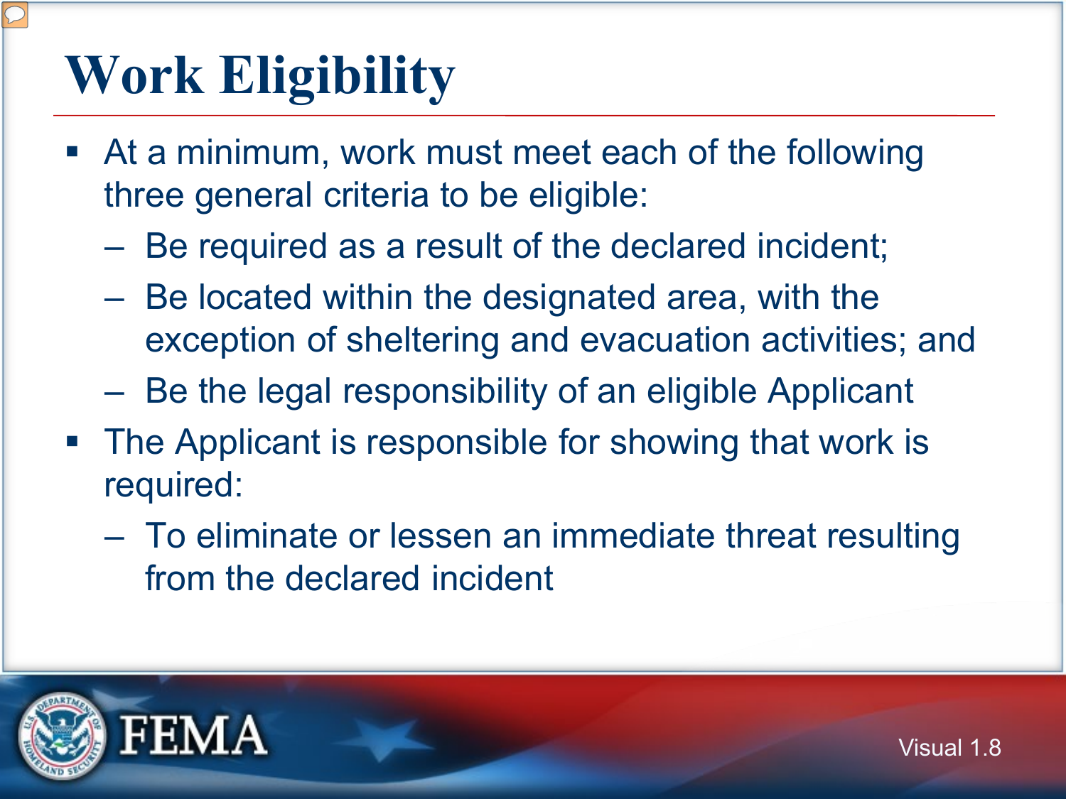# Work Eligibility

- At a minimum, work must meet each of the following three general criteria to be eligible:
  - Be required as a result of the declared incident;
  - Be located within the designated area, with the exception of sheltering and evacuation activities; and
  - Be the legal responsibility of an eligible Applicant
- The Applicant is responsible for showing that work is required:
  - To eliminate or lessen an immediate threat resulting from the declared incident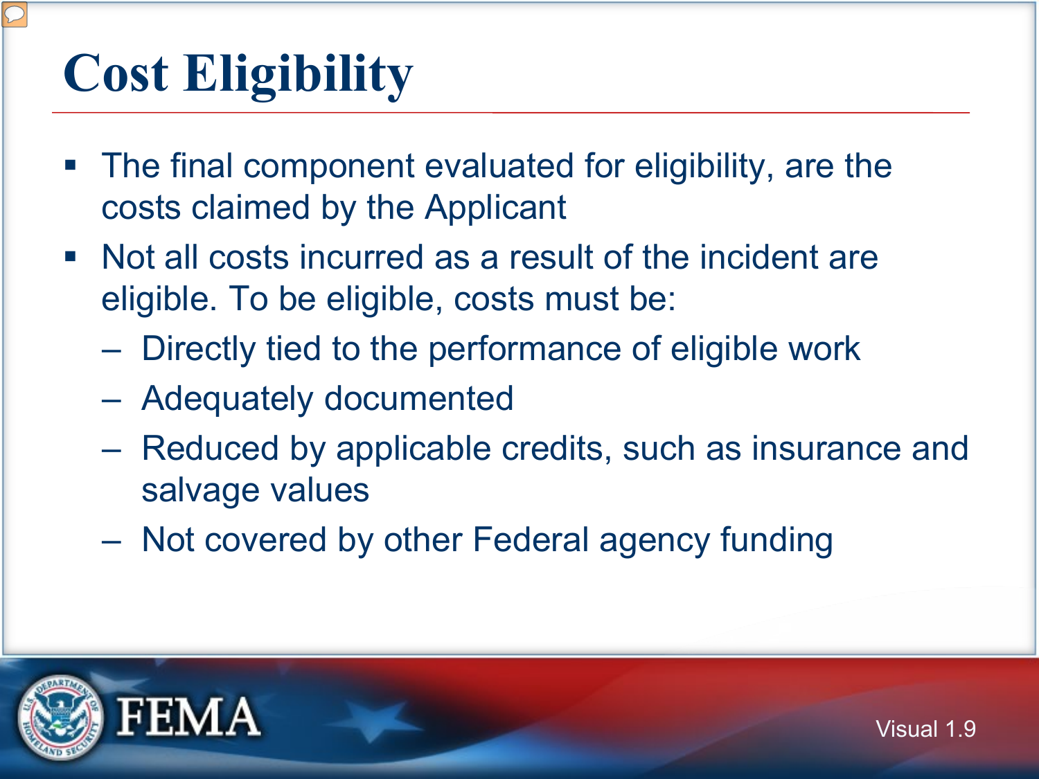# Cost Eligibility

- The final component evaluated for eligibility, are the costs claimed by the Applicant
- Not all costs incurred as a result of the incident are eligible. To be eligible, costs must be:
  - Directly tied to the performance of eligible work
  - Adequately documented
  - Reduced by applicable credits, such as insurance and salvage values
  - Not covered by other Federal agency funding

Visual 1.9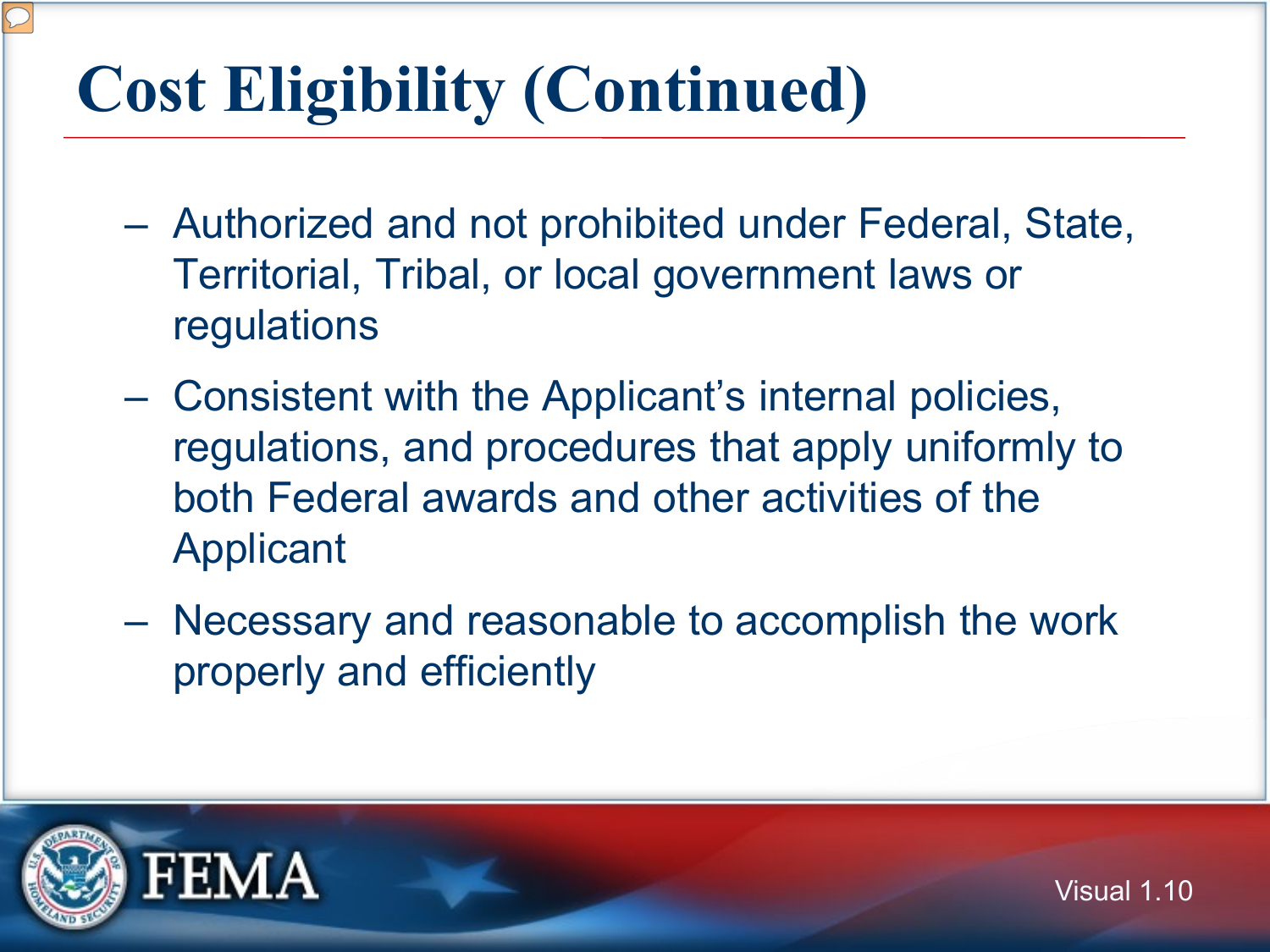# Cost Eligibility (Continued)

- Authorized and not prohibited under Federal, State, Territorial, Tribal, or local government laws or regulations
- Consistent with the Applicant's internal policies, regulations, and procedures that apply uniformly to both Federal awards and other activities of the Applicant
- Necessary and reasonable to accomplish the work properly and efficiently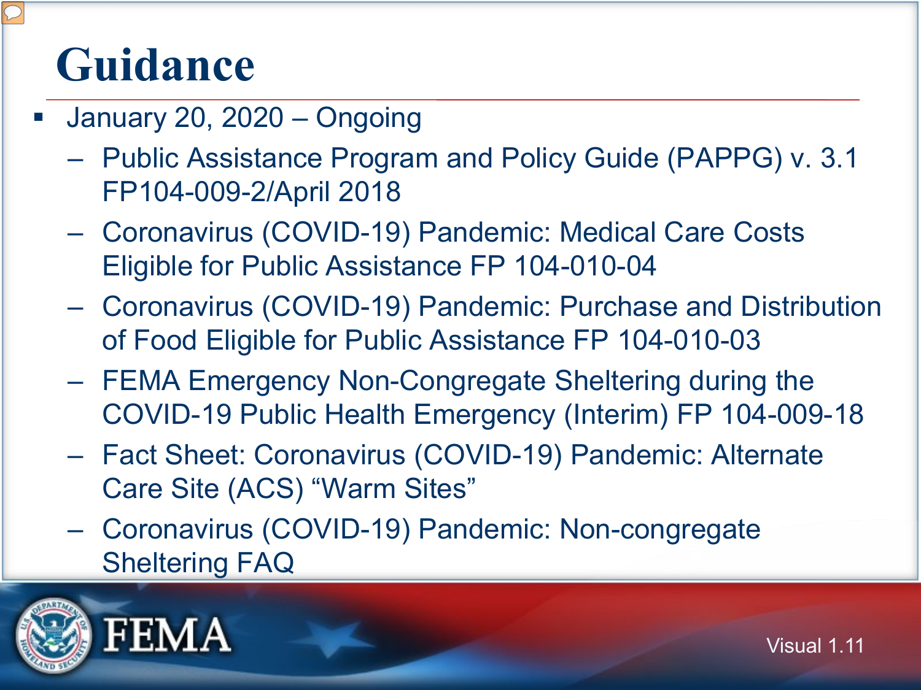# Guidance

- January 20, 2020 – Ongoing
  - Public Assistance Program and Policy Guide (PAPPG) v. 3.1 FP104-009-2/April 2018
  - Coronavirus (COVID-19) Pandemic: Medical Care Costs Eligible for Public Assistance FP 104-010-04
  - Coronavirus (COVID-19) Pandemic: Purchase and Distribution of Food Eligible for Public Assistance FP 104-010-03
  - FEMA Emergency Non-Congregate Sheltering during the COVID-19 Public Health Emergency (Interim) FP 104-009-18
  - Fact Sheet: Coronavirus (COVID-19) Pandemic: Alternate Care Site (ACS) "Warm Sites"
  - Coronavirus (COVID-19) Pandemic: Non-congregate Sheltering FAQ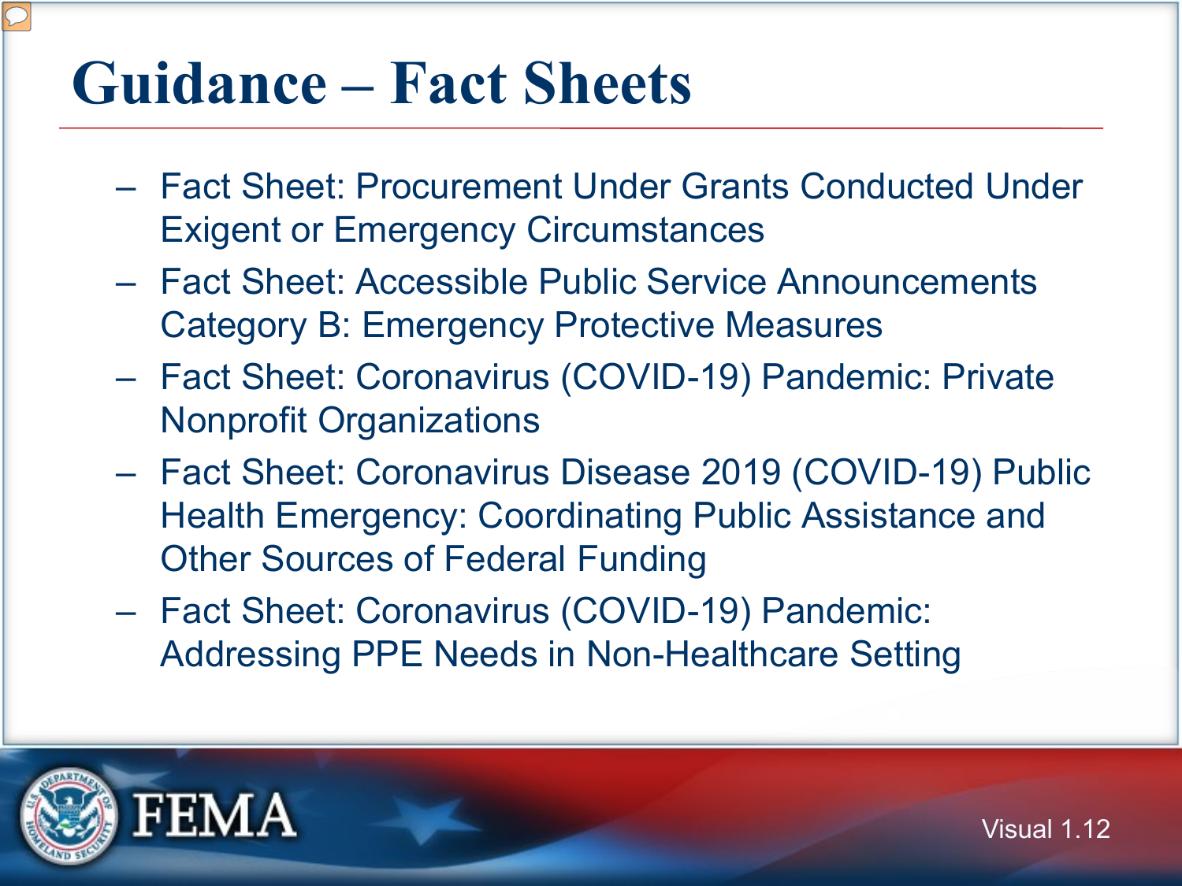# Guidance – Fact Sheets

- Fact Sheet: Procurement Under Grants Conducted Under Exigent or Emergency Circumstances
- Fact Sheet: Accessible Public Service Announcements Category B: Emergency Protective Measures
- Fact Sheet: Coronavirus (COVID-19) Pandemic: Private Nonprofit Organizations
- Fact Sheet: Coronavirus Disease 2019 (COVID-19) Public Health Emergency: Coordinating Public Assistance and Other Sources of Federal Funding
- Fact Sheet: Coronavirus (COVID-19) Pandemic: Addressing PPE Needs in Non-Healthcare Setting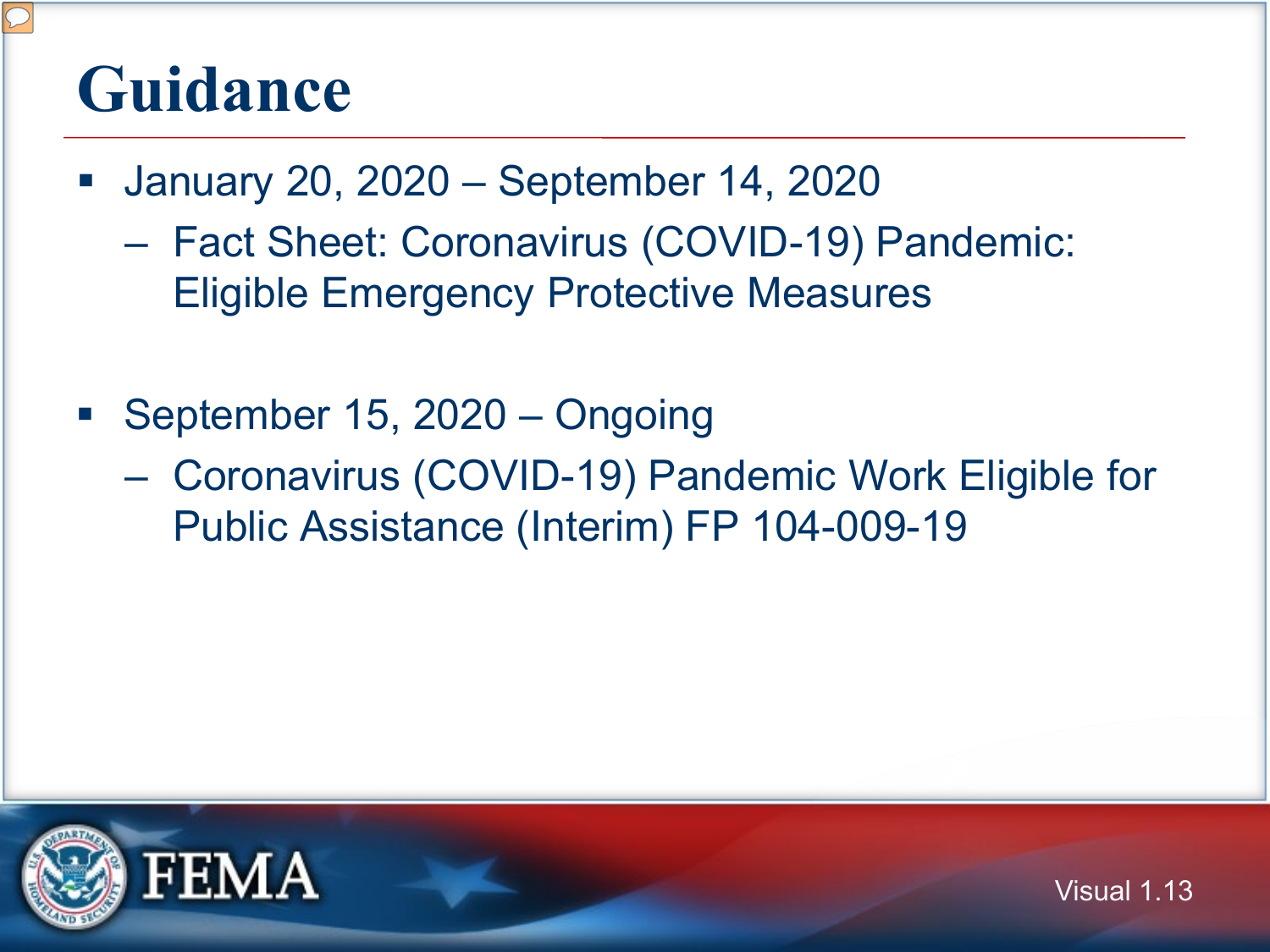# Guidance

- January 20, 2020 – September 14, 2020
  - Fact Sheet: Coronavirus (COVID-19) Pandemic: Eligible Emergency Protective Measures
- September 15, 2020 – Ongoing
  - Coronavirus (COVID-19) Pandemic Work Eligible for Public Assistance (Interim) FP 104-009-19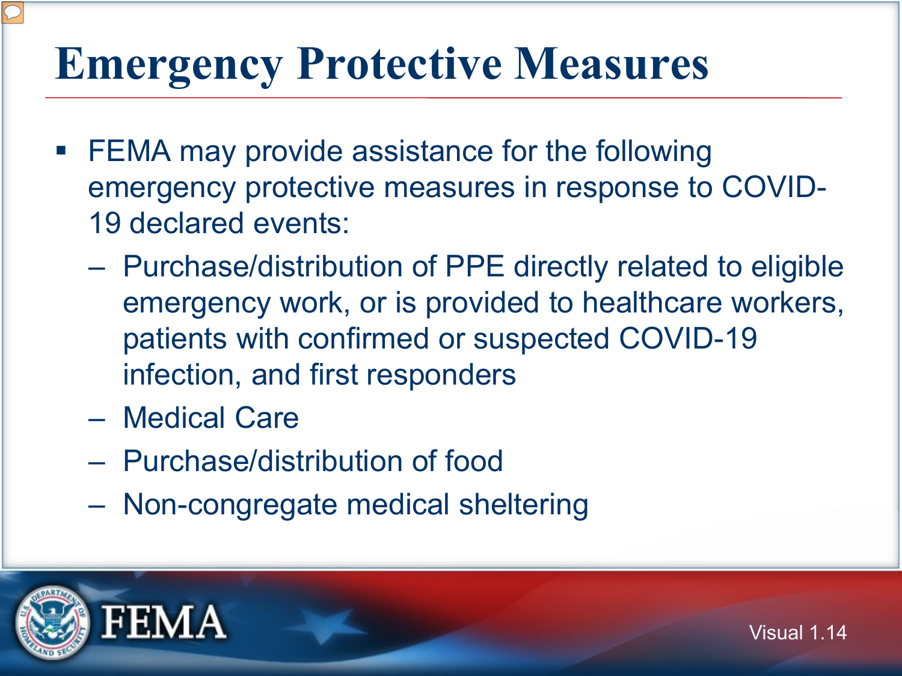# Emergency Protective Measures

- FEMA may provide assistance for the following emergency protective measures in response to COVID-19 declared events:
  - Purchase/distribution of PPE directly related to eligible emergency work, or is provided to healthcare workers, patients with confirmed or suspected COVID-19 infection, and first responders
  - Medical Care
  - Purchase/distribution of food
  - Non-congregate medical sheltering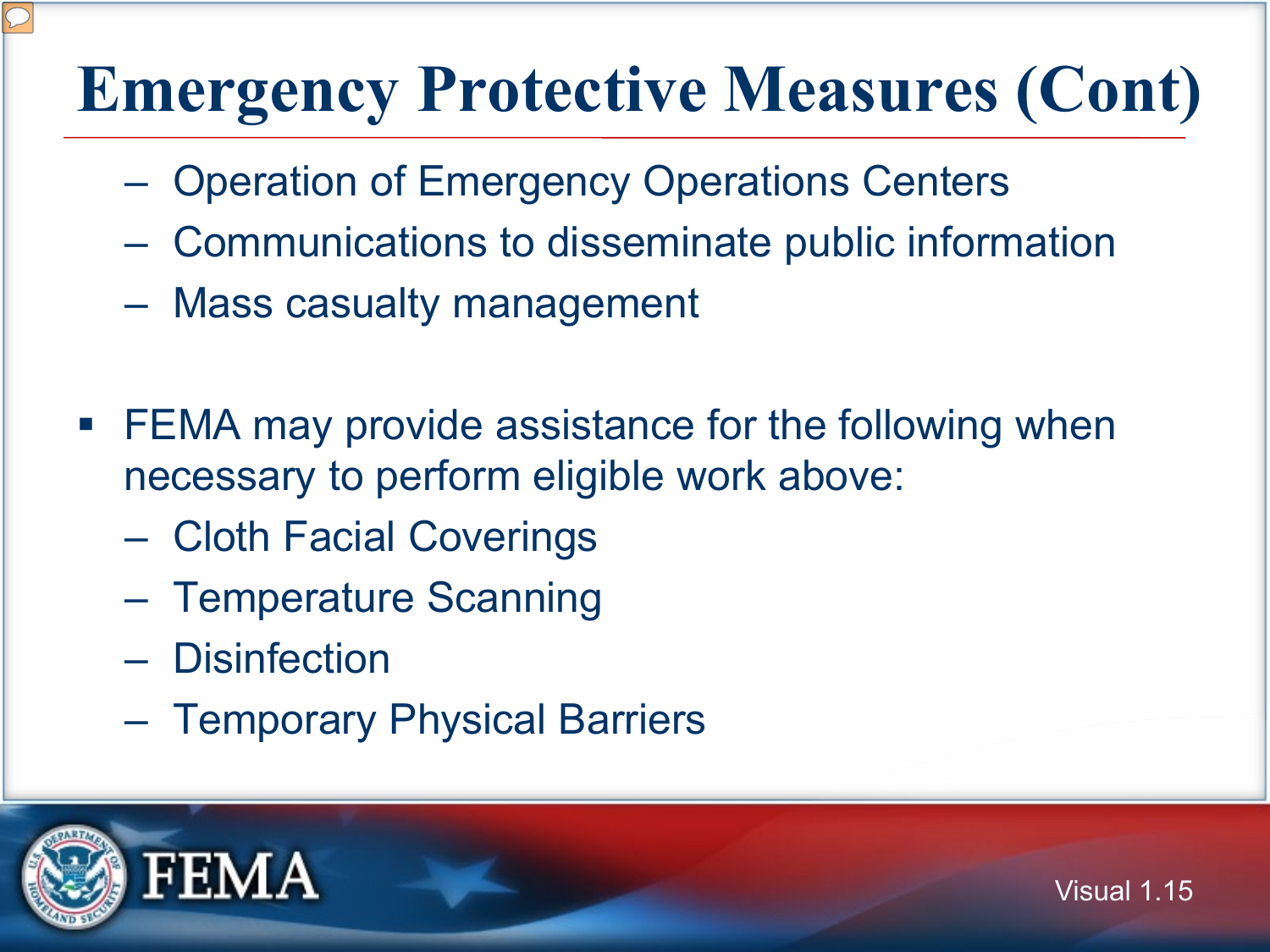# Emergency Protective Measures (Cont)

- Operation of Emergency Operations Centers
- Communications to disseminate public information
- Mass casualty management

- FEMA may provide assistance for the following when necessary to perform eligible work above:
  - Cloth Facial Coverings
  - Temperature Scanning
  - Disinfection
  - Temporary Physical Barriers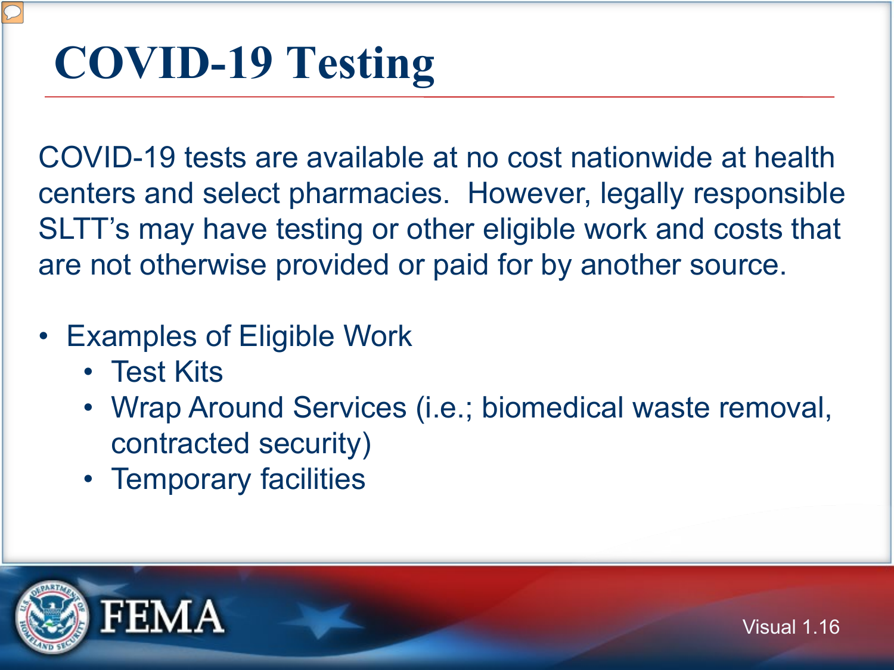# COVID-19 Testing

COVID-19 tests are available at no cost nationwide at health centers and select pharmacies. However, legally responsible SLTT's may have testing or other eligible work and costs that are not otherwise provided or paid for by another source.

- Examples of Eligible Work
  - Test Kits
  - Wrap Around Services (i.e.; biomedical waste removal, contracted security)
  - Temporary facilities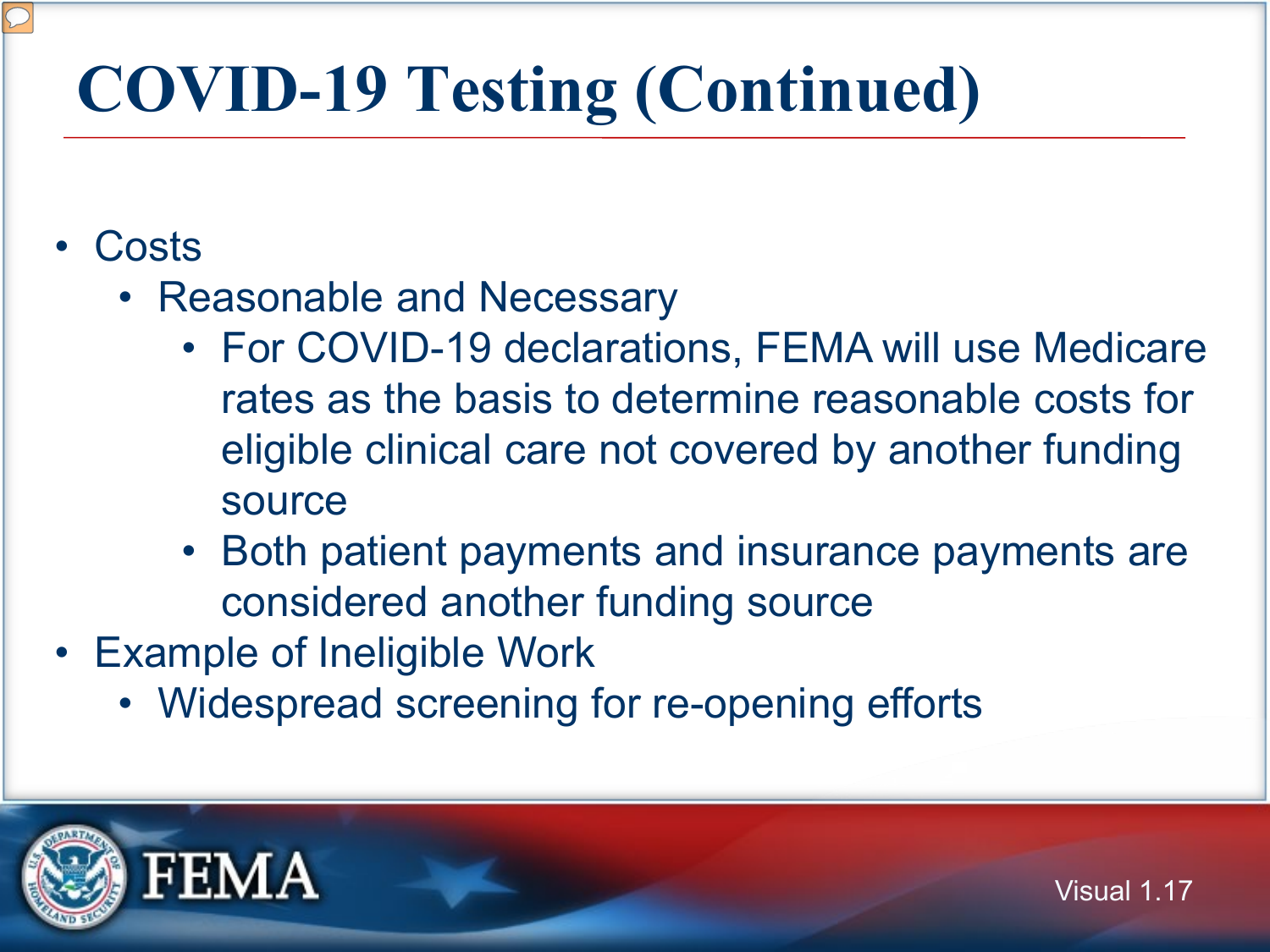# COVID-19 Testing (Continued)

- Costs
  - Reasonable and Necessary
    - For COVID-19 declarations, FEMA will use Medicare rates as the basis to determine reasonable costs for eligible clinical care not covered by another funding source
    - Both patient payments and insurance payments are considered another funding source
- Example of Ineligible Work
  - Widespread screening for re-opening efforts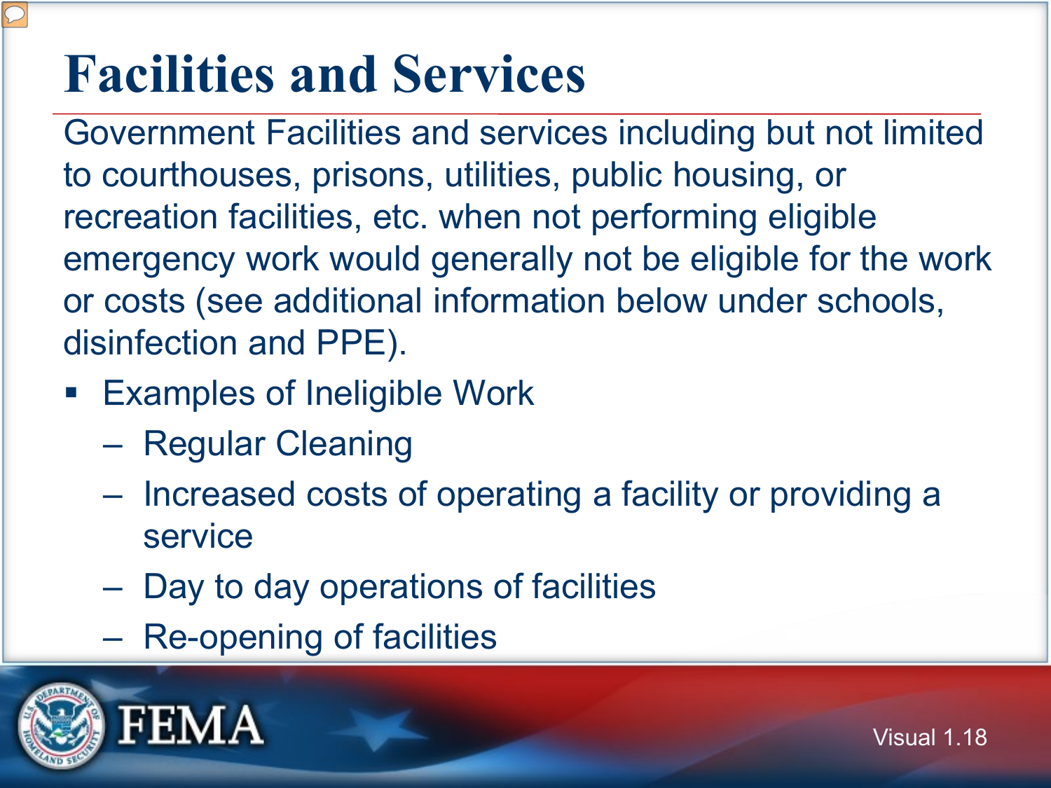# Facilities and Services

Government Facilities and services including but not limited to courthouses, prisons, utilities, public housing, or recreation facilities, etc. when not performing eligible emergency work would generally not be eligible for the work or costs (see additional information below under schools, disinfection and PPE).

- Examples of Ineligible Work
  - Regular Cleaning
  - Increased costs of operating a facility or providing a service
  - Day to day operations of facilities
  - Re-opening of facilities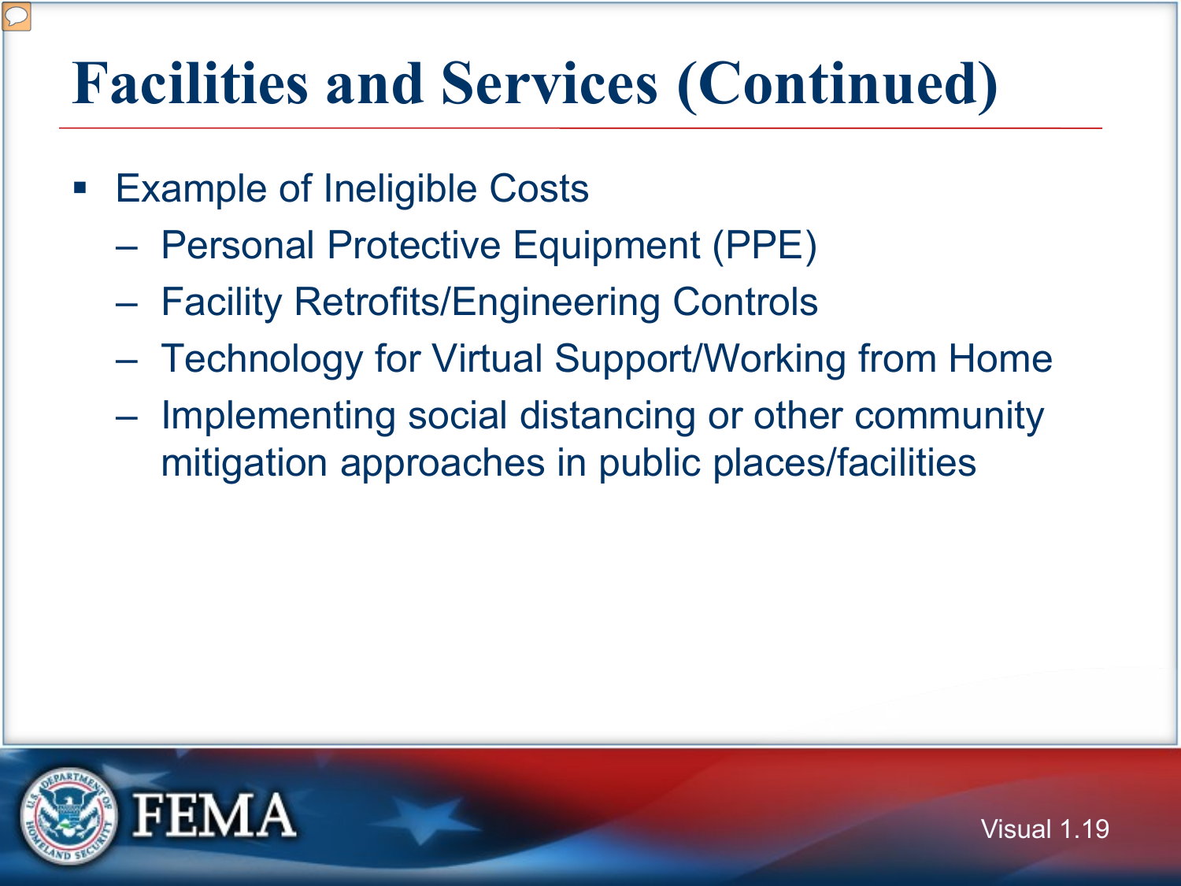# Facilities and Services (Continued)

- Example of Ineligible Costs
  - Personal Protective Equipment (PPE)
  - Facility Retrofits/Engineering Controls
  - Technology for Virtual Support/Working from Home
  - Implementing social distancing or other community mitigation approaches in public places/facilities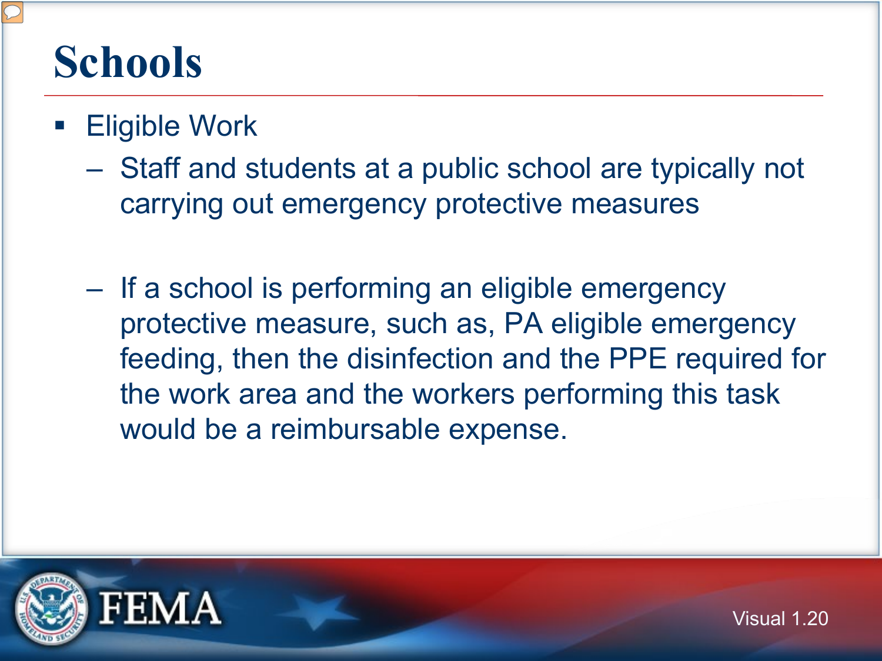# Schools

- Eligible Work
  - Staff and students at a public school are typically not carrying out emergency protective measures
  - If a school is performing an eligible emergency protective measure, such as, PA eligible emergency feeding, then the disinfection and the PPE required for the work area and the workers performing this task would be a reimbursable expense.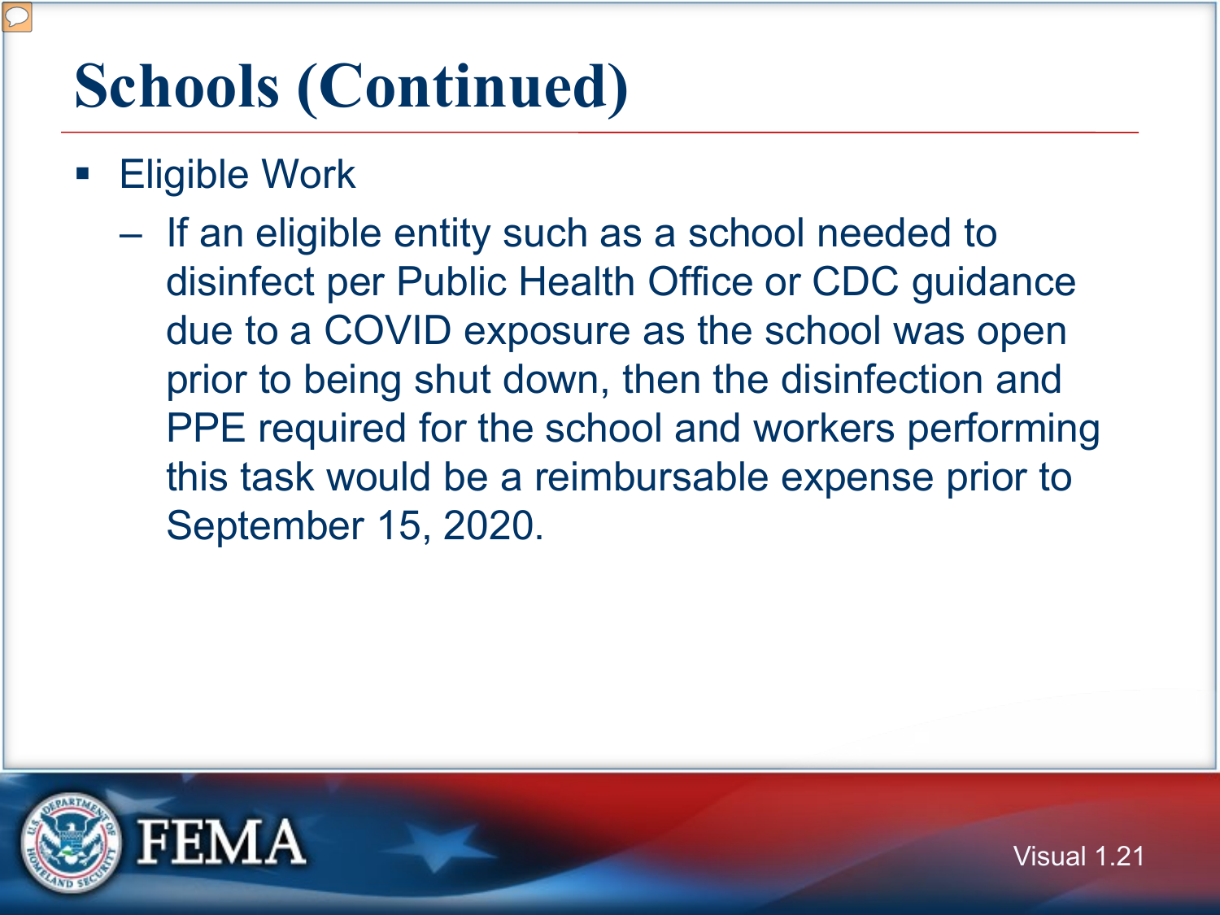# Schools (Continued)

- Eligible Work
  - If an eligible entity such as a school needed to disinfect per Public Health Office or CDC guidance due to a COVID exposure as the school was open prior to being shut down, then the disinfection and PPE required for the school and workers performing this task would be a reimbursable expense prior to September 15, 2020.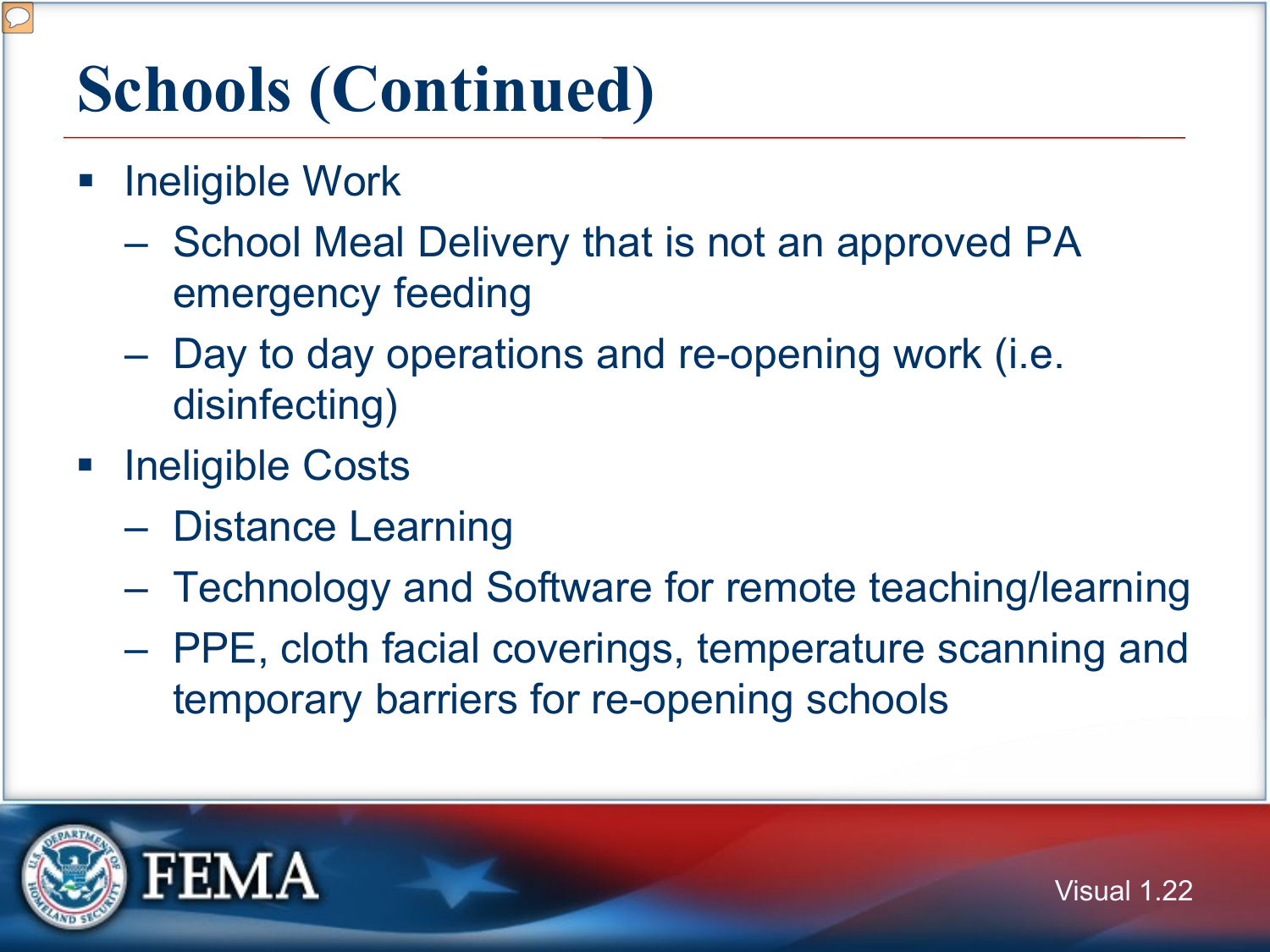# Schools (Continued)

- Ineligible Work
  - School Meal Delivery that is not an approved PA emergency feeding
  - Day to day operations and re-opening work (i.e. disinfecting)
- Ineligible Costs
  - Distance Learning
  - Technology and Software for remote teaching/learning
  - PPE, cloth facial coverings, temperature scanning and temporary barriers for re-opening schools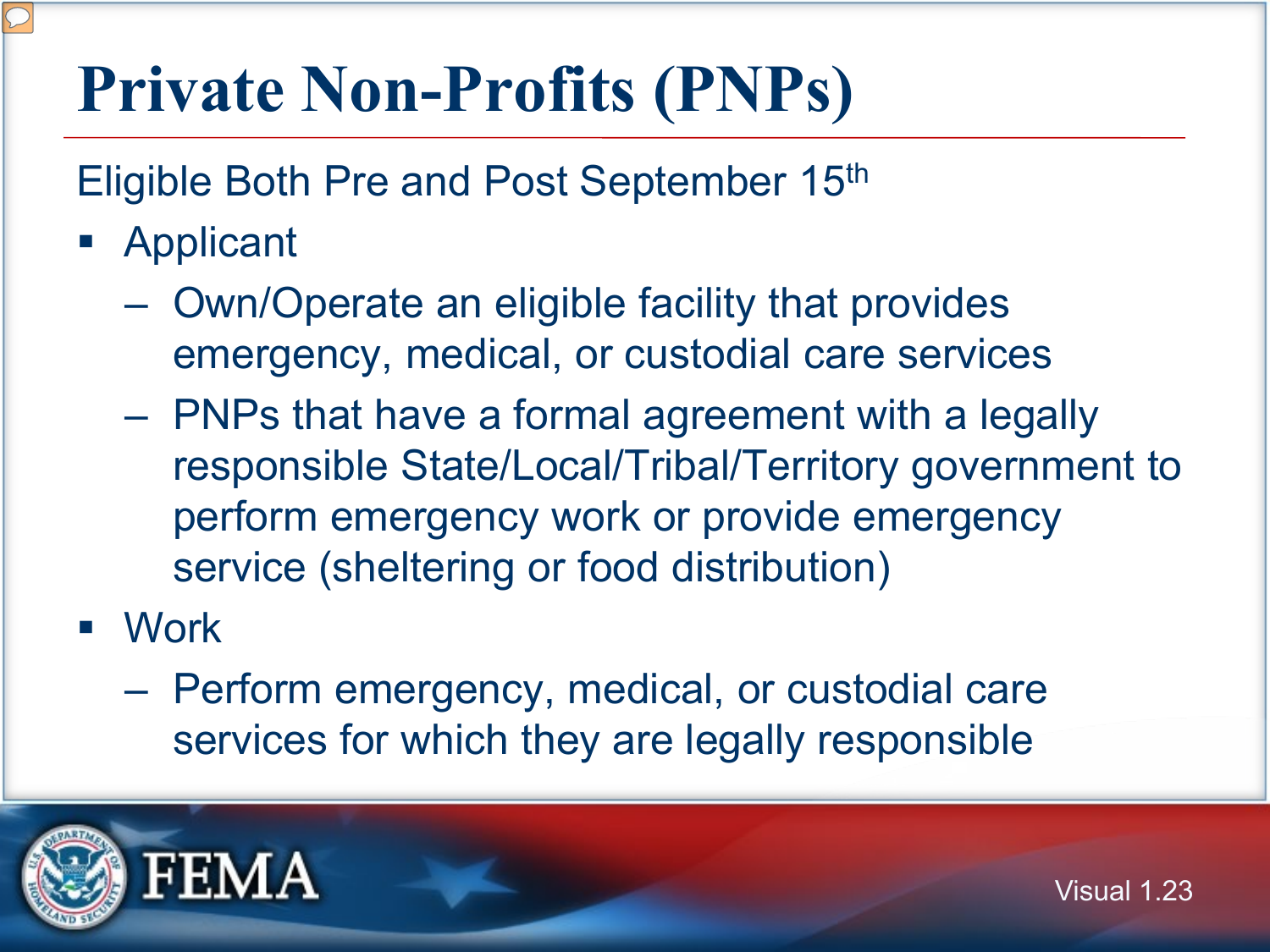# Private Non-Profits (PNPs)

Eligible Both Pre and Post September 15th

- Applicant
  - Own/Operate an eligible facility that provides emergency, medical, or custodial care services
  - PNPs that have a formal agreement with a legally responsible State/Local/Tribal/Territory government to perform emergency work or provide emergency service (sheltering or food distribution)
- Work
  - Perform emergency, medical, or custodial care services for which they are legally responsible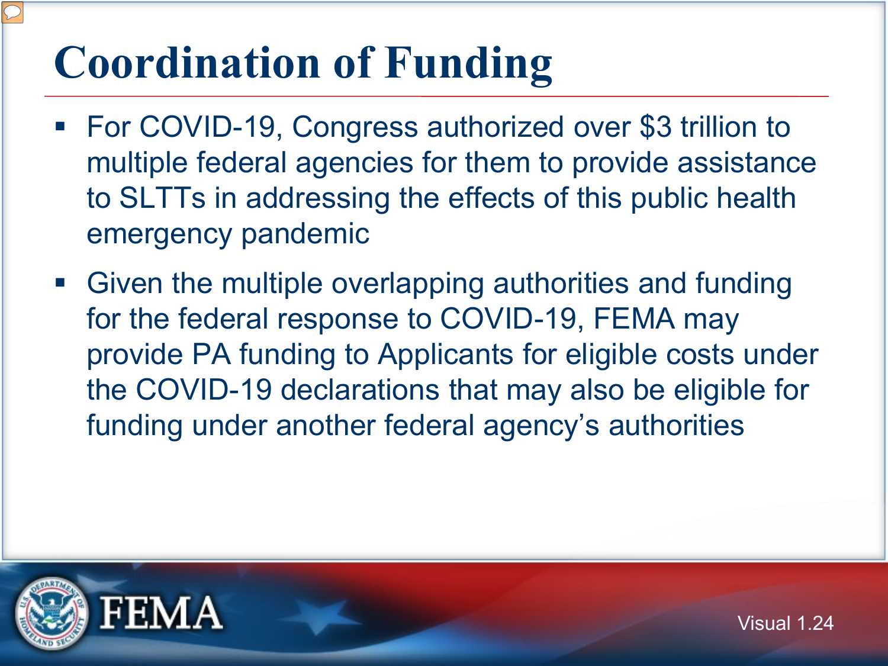# Coordination of Funding

- For COVID-19, Congress authorized over $3 trillion to multiple federal agencies for them to provide assistance to SLTTs in addressing the effects of this public health emergency pandemic
- Given the multiple overlapping authorities and funding for the federal response to COVID-19, FEMA may provide PA funding to Applicants for eligible costs under the COVID-19 declarations that may also be eligible for funding under another federal agency's authorities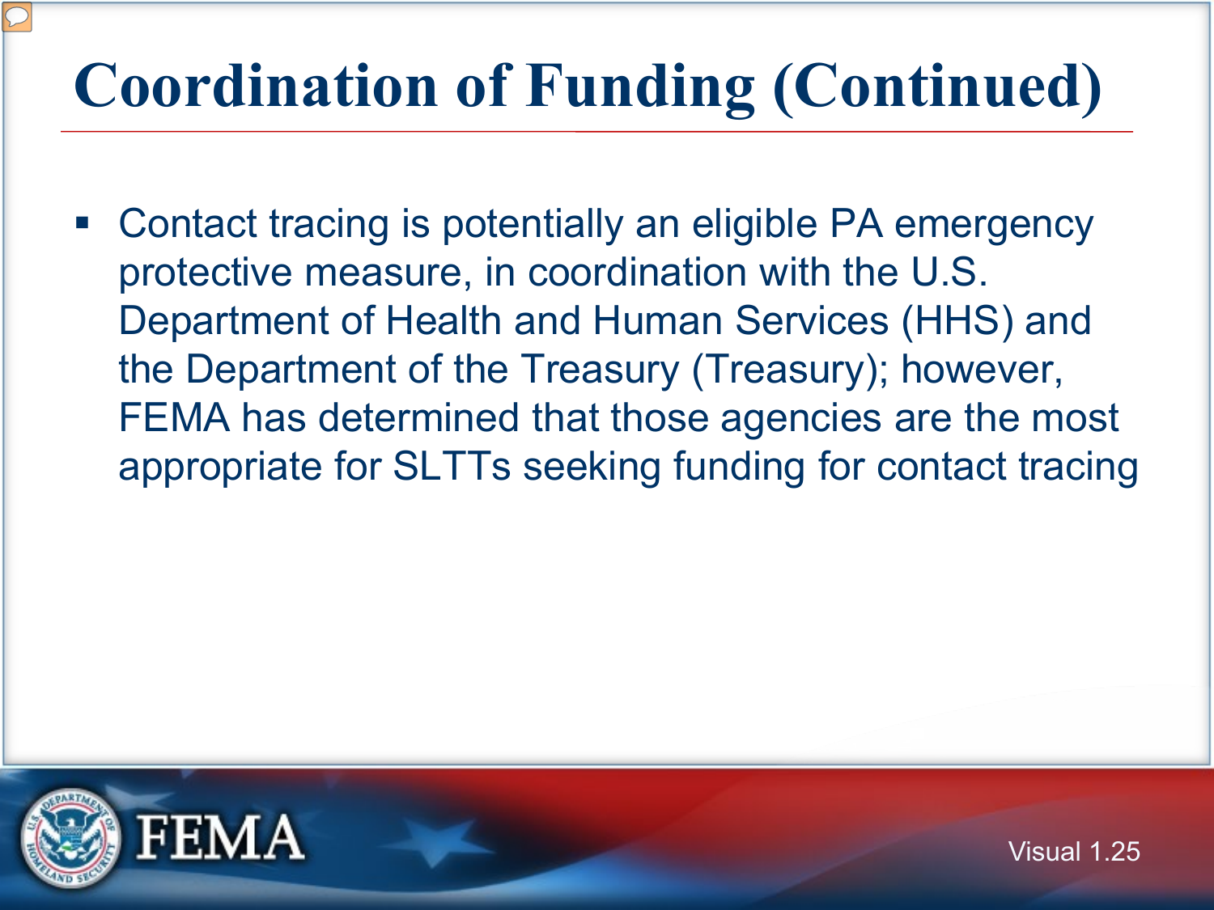# Coordination of Funding (Continued)

- Contact tracing is potentially an eligible PA emergency protective measure, in coordination with the U.S. Department of Health and Human Services (HHS) and the Department of the Treasury (Treasury); however, FEMA has determined that those agencies are the most appropriate for SLTTs seeking funding for contact tracing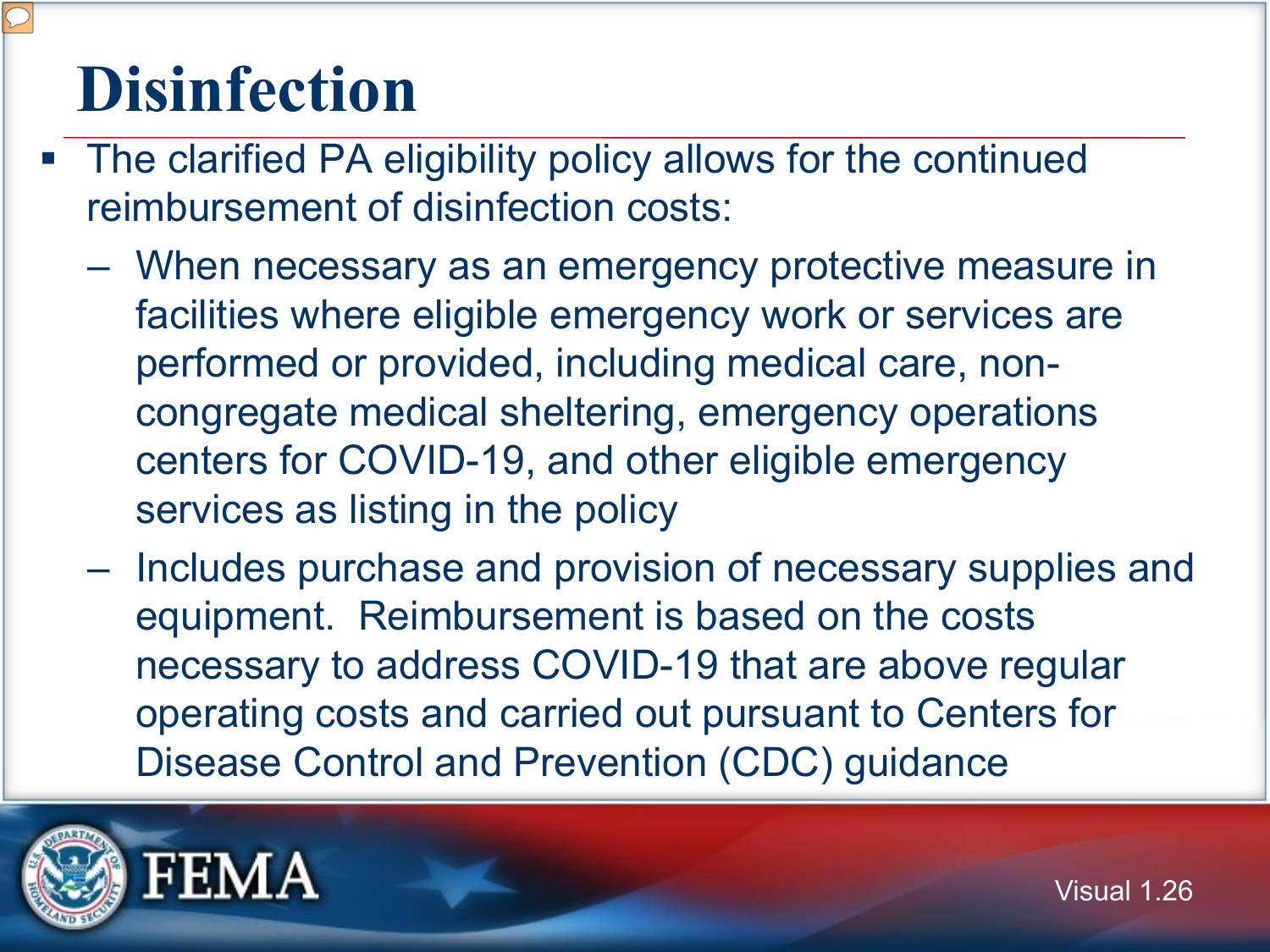# Disinfection

- The clarified PA eligibility policy allows for the continued reimbursement of disinfection costs:
  - When necessary as an emergency protective measure in facilities where eligible emergency work or services are performed or provided, including medical care, non-congregate medical sheltering, emergency operations centers for COVID-19, and other eligible emergency services as listing in the policy
  - Includes purchase and provision of necessary supplies and equipment. Reimbursement is based on the costs necessary to address COVID-19 that are above regular operating costs and carried out pursuant to Centers for Disease Control and Prevention (CDC) guidance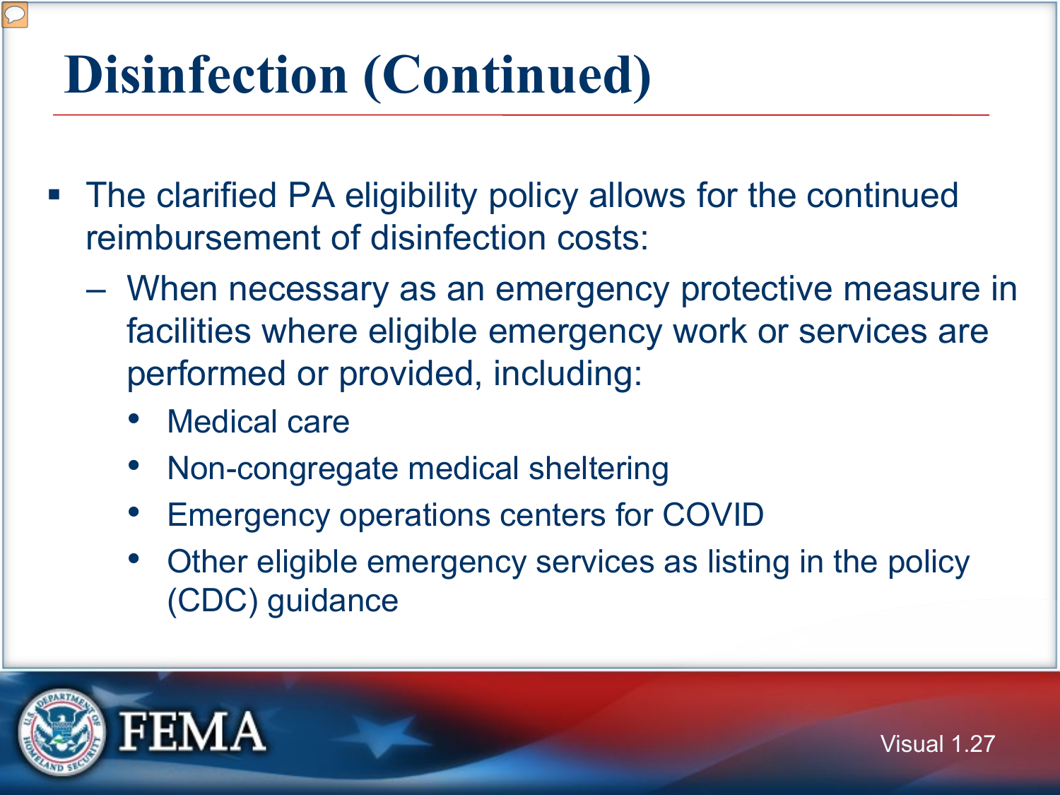# Disinfection (Continued)

- The clarified PA eligibility policy allows for the continued reimbursement of disinfection costs:
  - When necessary as an emergency protective measure in facilities where eligible emergency work or services are performed or provided, including:
    - Medical care
    - Non-congregate medical sheltering
    - Emergency operations centers for COVID
    - Other eligible emergency services as listing in the policy (CDC) guidance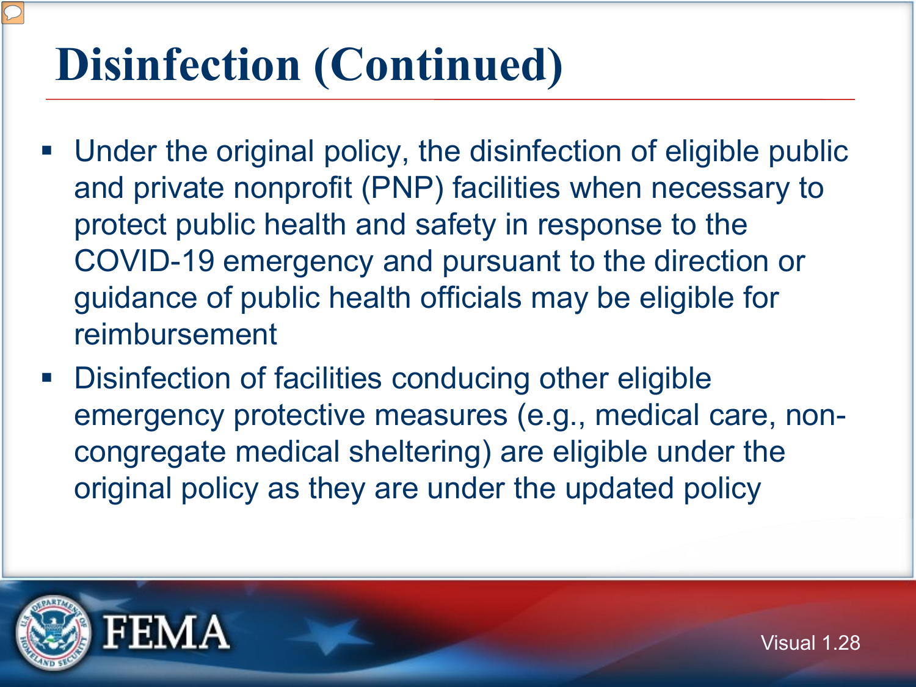# Disinfection (Continued)

- Under the original policy, the disinfection of eligible public and private nonprofit (PNP) facilities when necessary to protect public health and safety in response to the COVID-19 emergency and pursuant to the direction or guidance of public health officials may be eligible for reimbursement
- Disinfection of facilities conducing other eligible emergency protective measures (e.g., medical care, non-congregate medical sheltering) are eligible under the original policy as they are under the updated policy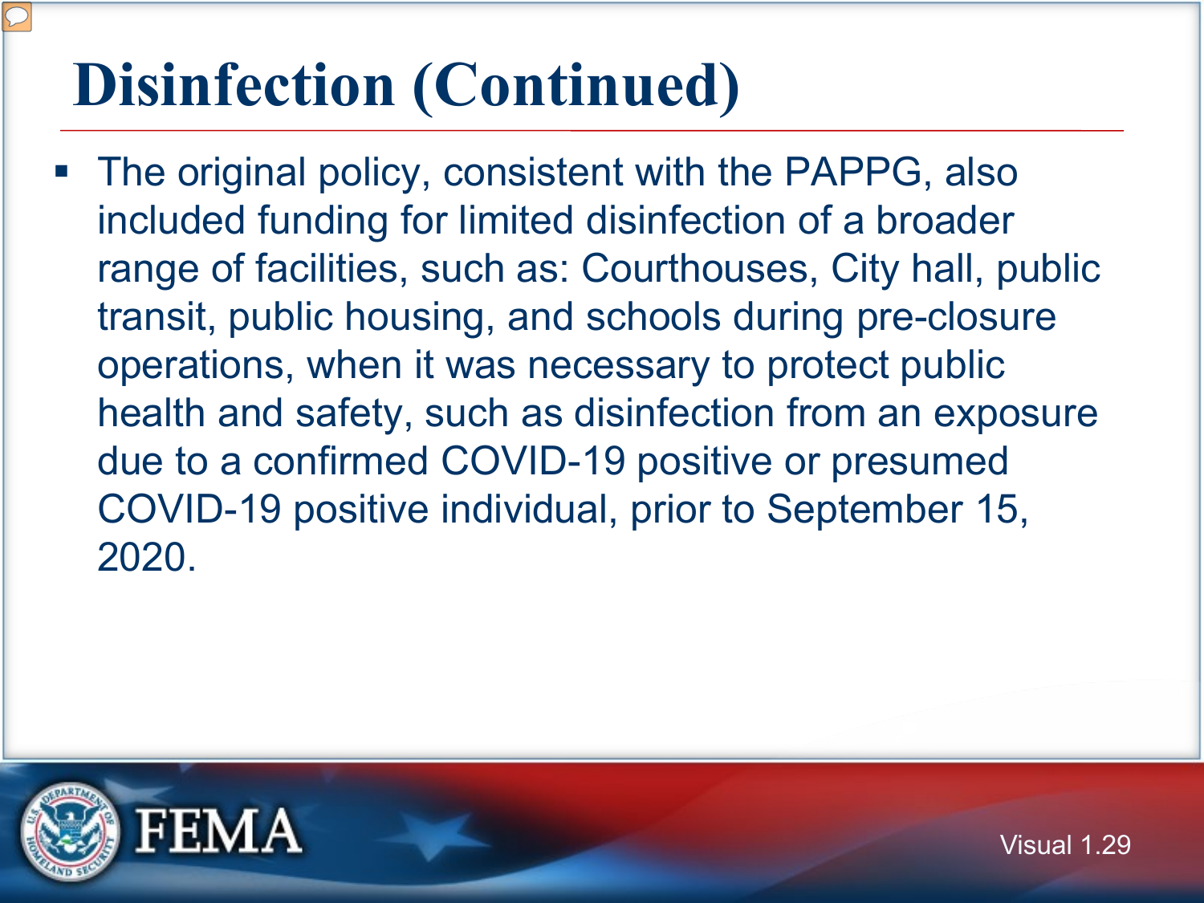# Disinfection (Continued)

- The original policy, consistent with the PAPPG, also included funding for limited disinfection of a broader range of facilities, such as: Courthouses, City hall, public transit, public housing, and schools during pre-closure operations, when it was necessary to protect public health and safety, such as disinfection from an exposure due to a confirmed COVID-19 positive or presumed COVID-19 positive individual, prior to September 15, 2020.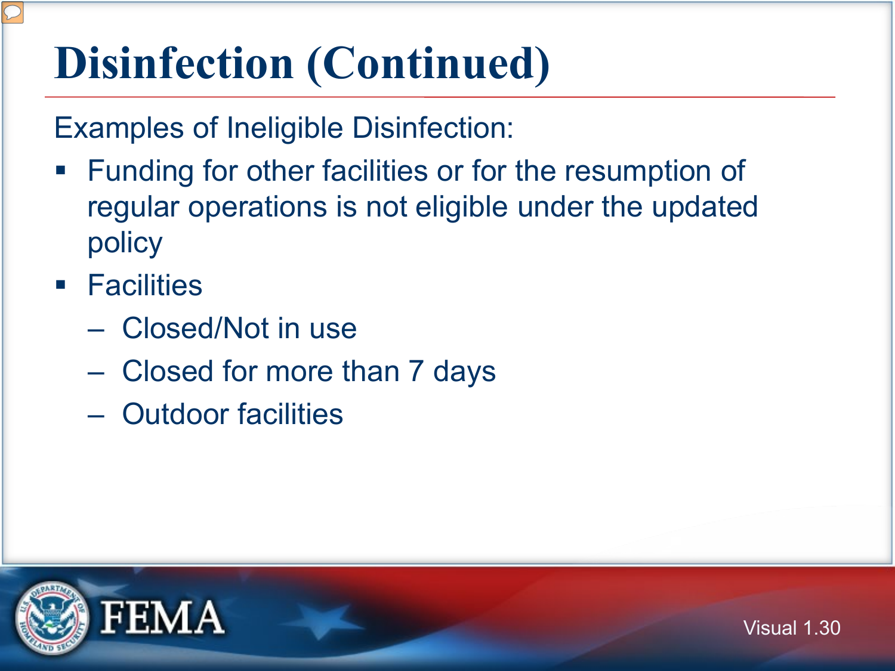# Disinfection (Continued)

Examples of Ineligible Disinfection:

- Funding for other facilities or for the resumption of regular operations is not eligible under the updated policy
- Facilities
  - Closed/Not in use
  - Closed for more than 7 days
  - Outdoor facilities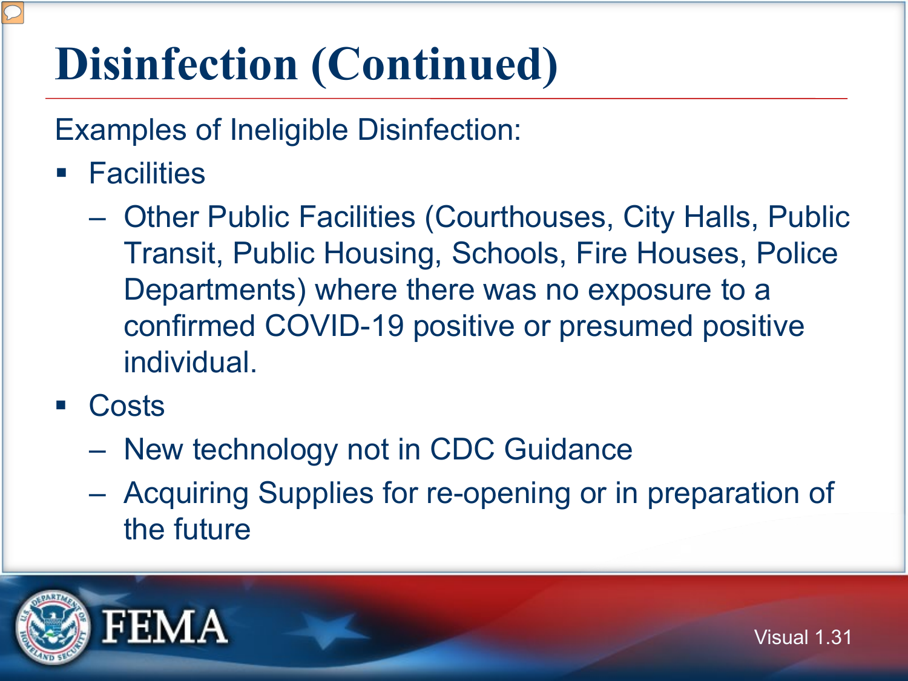# Disinfection (Continued)

Examples of Ineligible Disinfection:

- Facilities
  - Other Public Facilities (Courthouses, City Halls, Public Transit, Public Housing, Schools, Fire Houses, Police Departments) where there was no exposure to a confirmed COVID-19 positive or presumed positive individual.
- Costs
  - New technology not in CDC Guidance
  - Acquiring Supplies for re-opening or in preparation of the future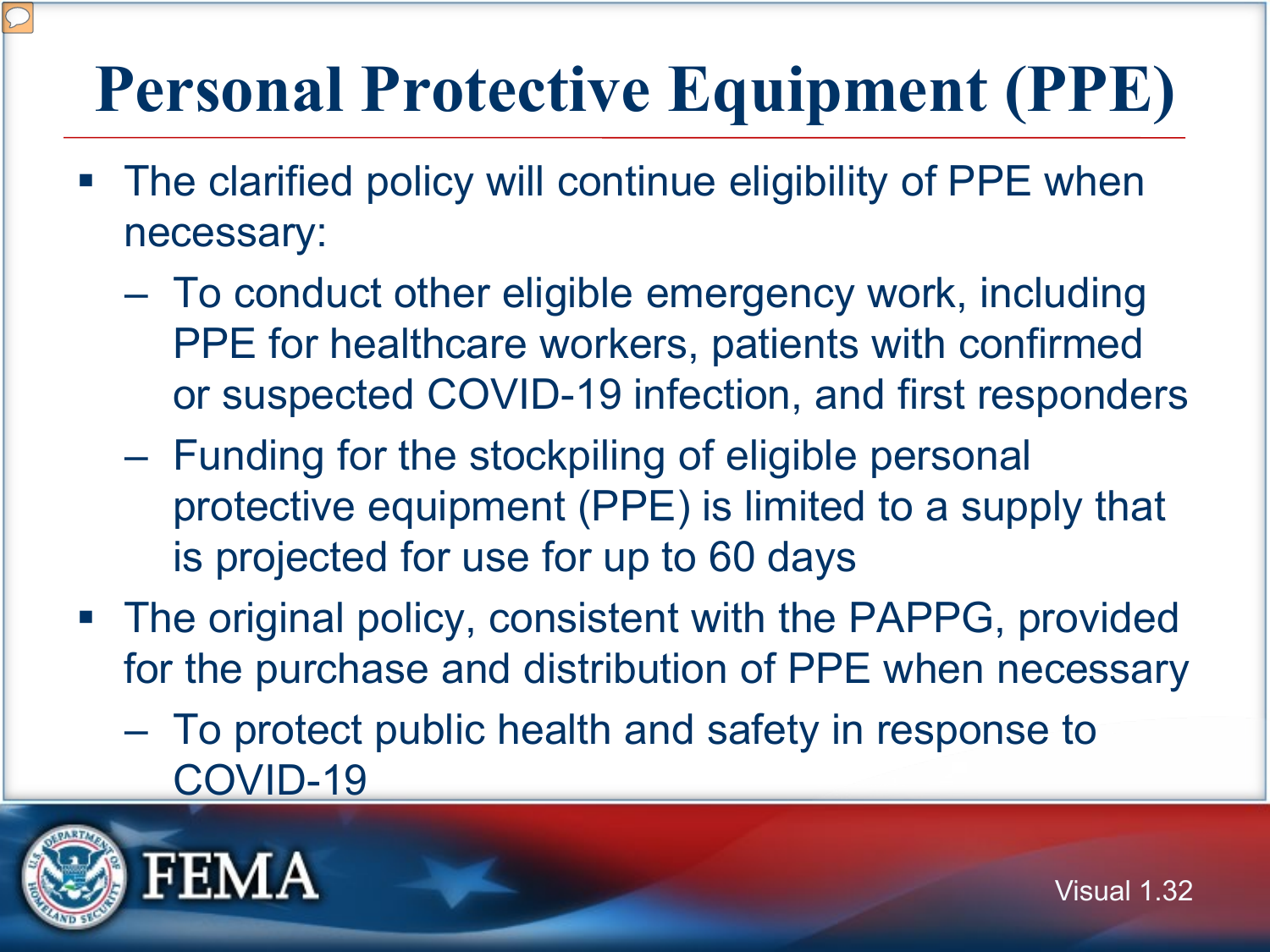# Personal Protective Equipment (PPE)

- The clarified policy will continue eligibility of PPE when necessary:
  - To conduct other eligible emergency work, including PPE for healthcare workers, patients with confirmed or suspected COVID-19 infection, and first responders
  - Funding for the stockpiling of eligible personal protective equipment (PPE) is limited to a supply that is projected for use for up to 60 days
- The original policy, consistent with the PAPPG, provided for the purchase and distribution of PPE when necessary
  - To protect public health and safety in response to COVID-19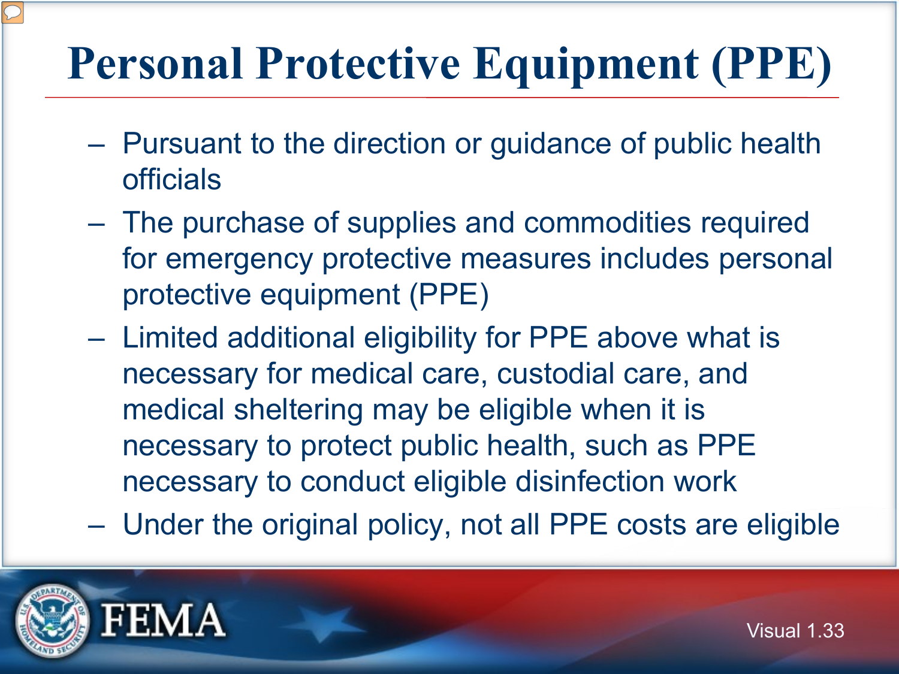# Personal Protective Equipment (PPE)

- Pursuant to the direction or guidance of public health officials
- The purchase of supplies and commodities required for emergency protective measures includes personal protective equipment (PPE)
- Limited additional eligibility for PPE above what is necessary for medical care, custodial care, and medical sheltering may be eligible when it is necessary to protect public health, such as PPE necessary to conduct eligible disinfection work
- Under the original policy, not all PPE costs are eligible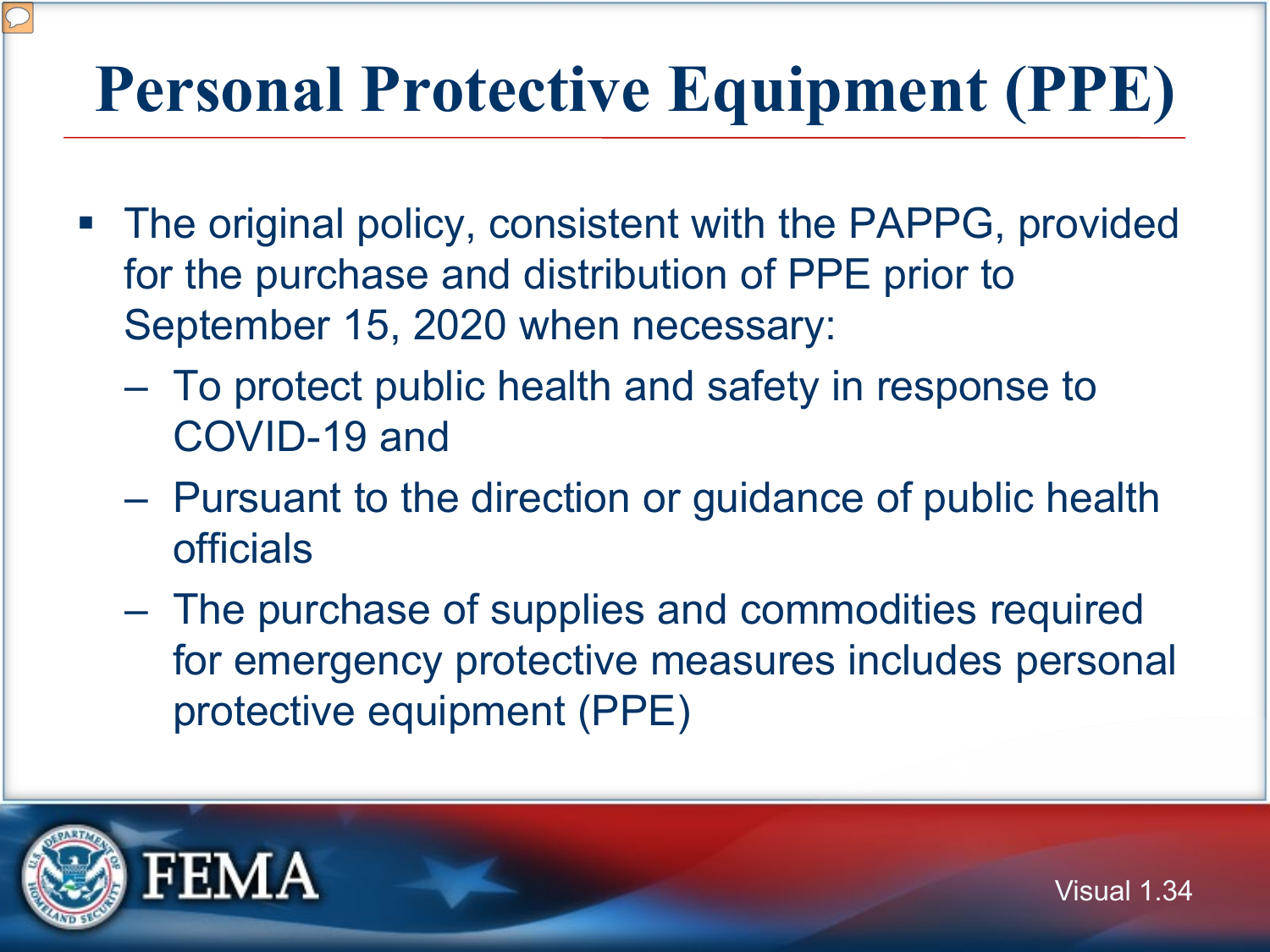# Personal Protective Equipment (PPE)

- The original policy, consistent with the PAPPG, provided for the purchase and distribution of PPE prior to September 15, 2020 when necessary:
  - To protect public health and safety in response to COVID-19 and
  - Pursuant to the direction or guidance of public health officials
  - The purchase of supplies and commodities required for emergency protective measures includes personal protective equipment (PPE)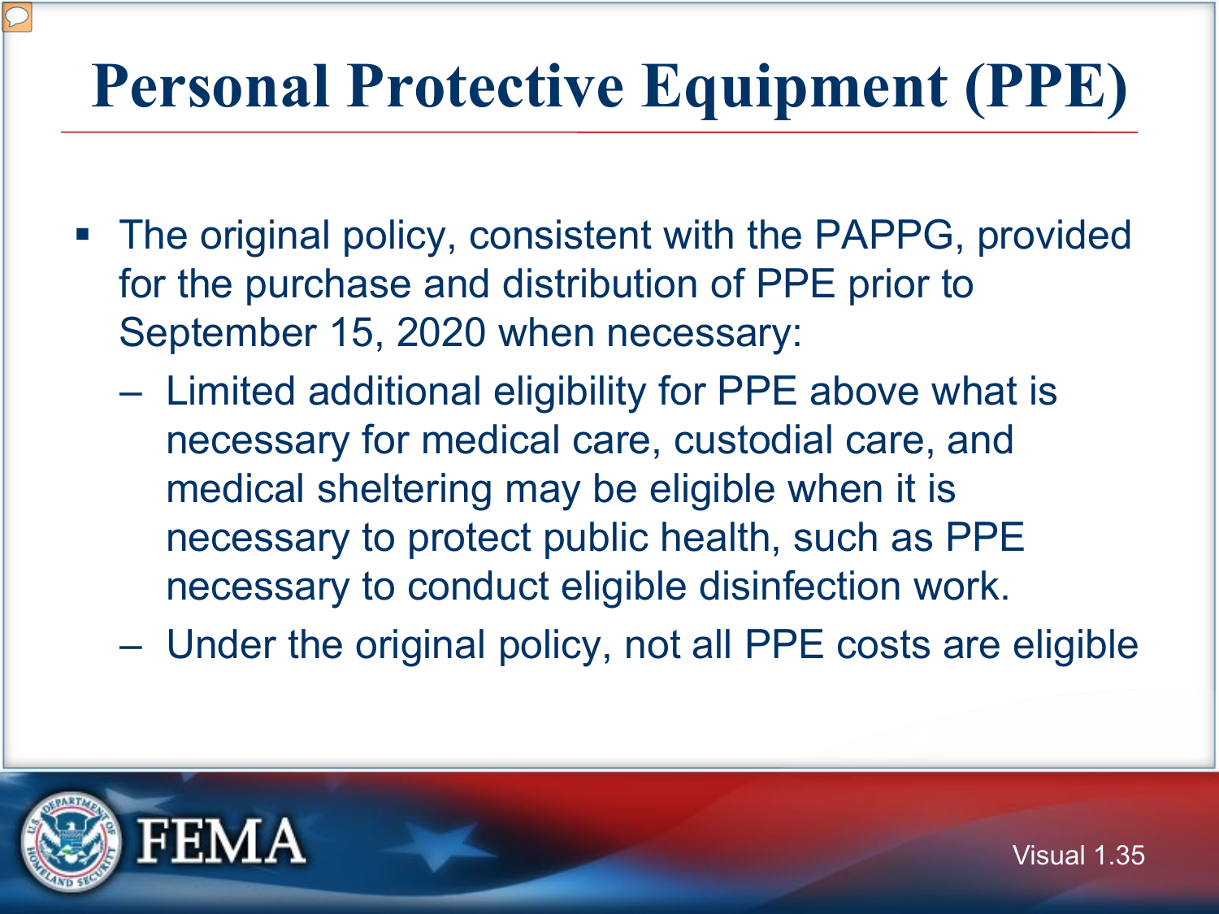# Personal Protective Equipment (PPE)

- The original policy, consistent with the PAPPG, provided for the purchase and distribution of PPE prior to September 15, 2020 when necessary:
  - Limited additional eligibility for PPE above what is necessary for medical care, custodial care, and medical sheltering may be eligible when it is necessary to protect public health, such as PPE necessary to conduct eligible disinfection work.
  - Under the original policy, not all PPE costs are eligible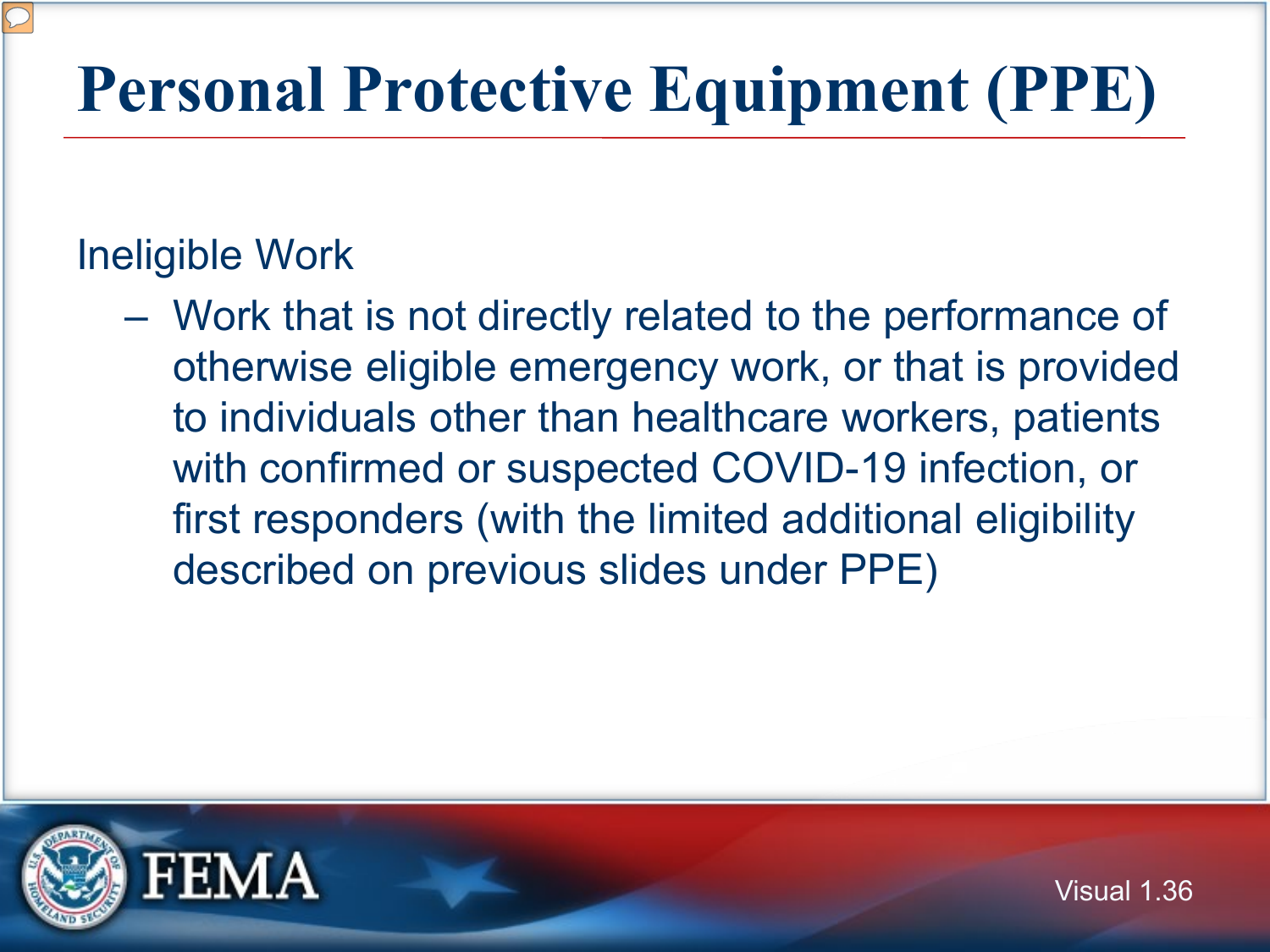# Personal Protective Equipment (PPE)

Ineligible Work

- Work that is not directly related to the performance of otherwise eligible emergency work, or that is provided to individuals other than healthcare workers, patients with confirmed or suspected COVID-19 infection, or first responders (with the limited additional eligibility described on previous slides under PPE)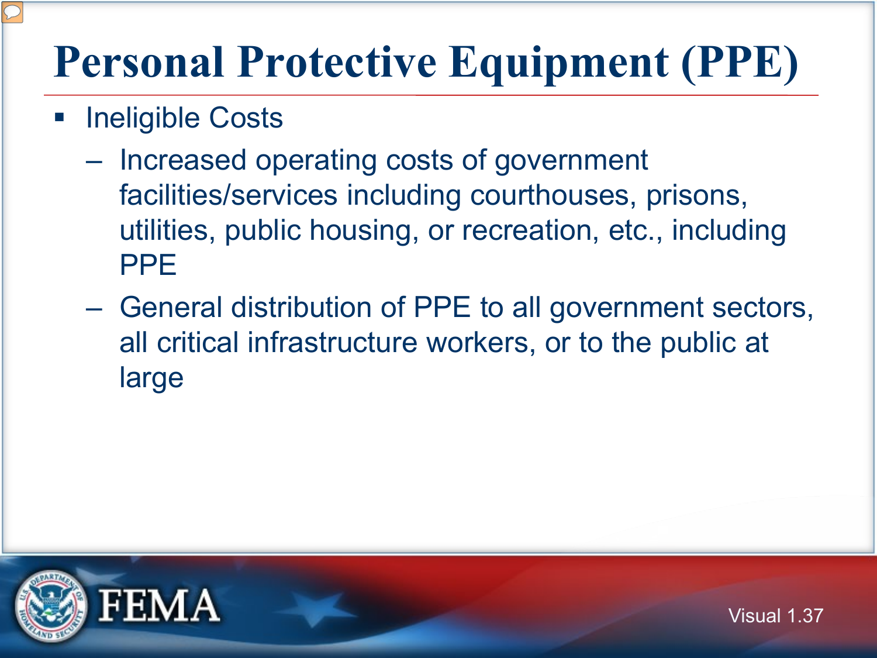# Personal Protective Equipment (PPE)

- Ineligible Costs
  - Increased operating costs of government facilities/services including courthouses, prisons, utilities, public housing, or recreation, etc., including PPE
  - General distribution of PPE to all government sectors, all critical infrastructure workers, or to the public at large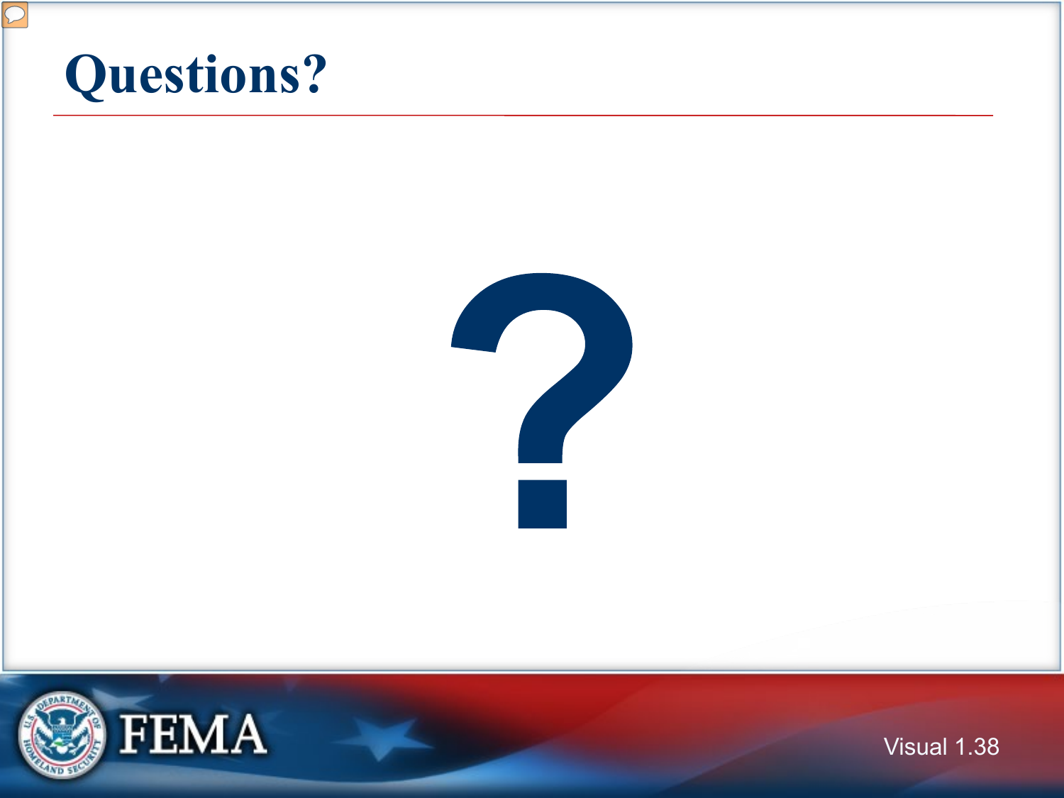# Questions?

?